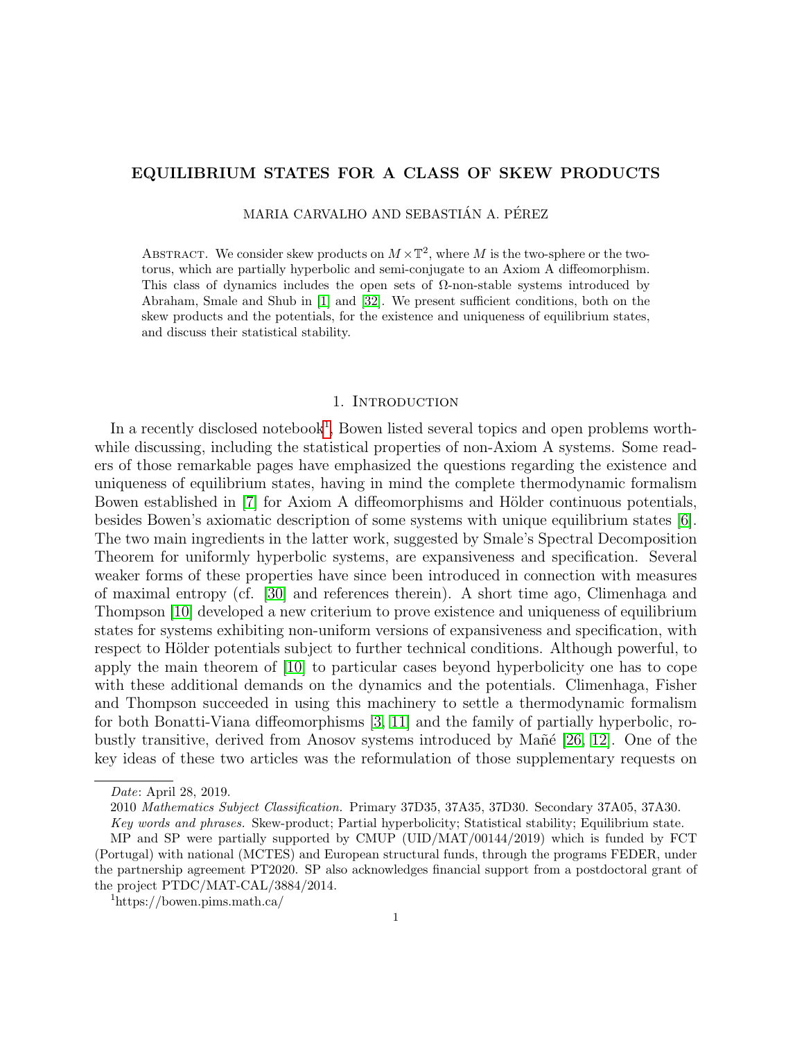# EQUILIBRIUM STATES FOR A CLASS OF SKEW PRODUCTS

MARIA CARVALHO AND SEBASTIÁN A. PÉREZ

Abstract. We consider skew products on $M \times \mathbb{T}^2$, where $M$ is the two-sphere or the two-torus, which are partially hyperbolic and semi-conjugate to an Axiom A diffeomorphism. This class of dynamics includes the open sets of $\Omega$-non-stable systems introduced by Abraham, Smale and Shub in [1] and [32]. We present sufficient conditions, both on the skew products and the potentials, for the existence and uniqueness of equilibrium states, and discuss their statistical stability.

## 1. Introduction

In a recently disclosed notebook[1], Bowen listed several topics and open problems worthwhile discussing, including the statistical properties of non-Axiom A systems. Some readers of those remarkable pages have emphasized the questions regarding the existence and uniqueness of equilibrium states, having in mind the complete thermodynamic formalism Bowen established in [7] for Axiom A diffeomorphisms and Hölder continuous potentials, besides Bowen's axiomatic description of some systems with unique equilibrium states [6]. The two main ingredients in the latter work, suggested by Smale's Spectral Decomposition Theorem for uniformly hyperbolic systems, are expansiveness and specification. Several weaker forms of these properties have since been introduced in connection with measures of maximal entropy (cf. [30] and references therein). A short time ago, Climenhaga and Thompson [10] developed a new criterium to prove existence and uniqueness of equilibrium states for systems exhibiting non-uniform versions of expansiveness and specification, with respect to Hölder potentials subject to further technical conditions. Although powerful, to apply the main theorem of [10] to particular cases beyond hyperbolicity one has to cope with these additional demands on the dynamics and the potentials. Climenhaga, Fisher and Thompson succeeded in using this machinery to settle a thermodynamic formalism for both Bonatti-Viana diffeomorphisms [3, 11] and the family of partially hyperbolic, robustly transitive, derived from Anosov systems introduced by Mañé [26, 12]. One of the key ideas of these two articles was the reformulation of those supplementary requests on

---

Date: April 28, 2019.

2010 *Mathematics Subject Classification.* Primary 37D35, 37A35, 37D30. Secondary 37A05, 37A30.

*Key words and phrases.* Skew-product; Partial hyperbolicity; Statistical stability; Equilibrium state.

MP and SP were partially supported by CMUP (UID/MAT/00144/2019) which is funded by FCT (Portugal) with national (MCTES) and European structural funds, through the programs FEDER, under the partnership agreement PT2020. SP also acknowledges financial support from a postdoctoral grant of the project PTDC/MAT-CAL/3884/2014.

[1] https://bowen.pims.math.ca/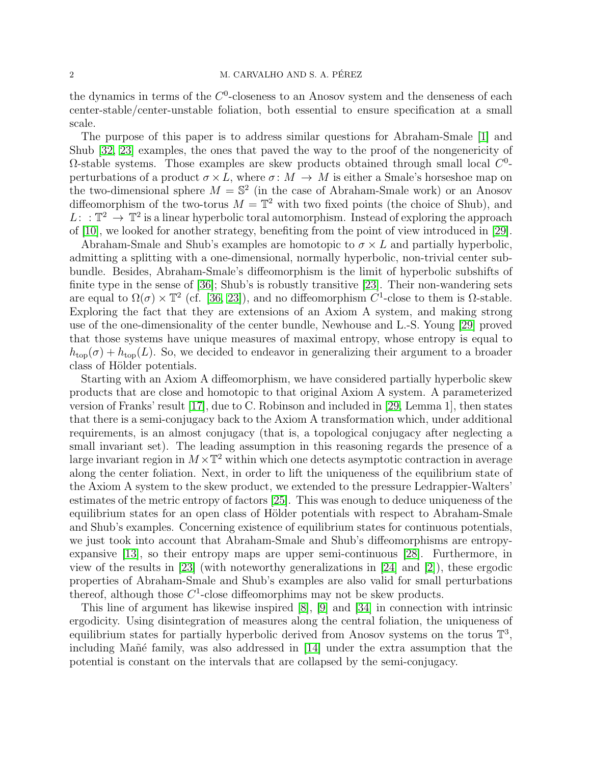the dynamics in terms of the $C^0$-closeness to an Anosov system and the denseness of each center-stable/center-unstable foliation, both essential to ensure specification at a small scale.

The purpose of this paper is to address similar questions for Abraham-Smale [1] and Shub [32, 23] examples, the ones that paved the way to the proof of the nongenericity of $\Omega$-stable systems. Those examples are skew products obtained through small local $C^0$-perturbations of a product $\sigma \times L$, where $\sigma \colon M \to M$ is either a Smale's horseshoe map on the two-dimensional sphere $M = \mathbb{S}^2$ (in the case of Abraham-Smale work) or an Anosov diffeomorphism of the two-torus $M = \mathbb{T}^2$ with two fixed points (the choice of Shub), and $L \colon : \mathbb{T}^2 \to \mathbb{T}^2$ is a linear hyperbolic toral automorphism. Instead of exploring the approach of [10], we looked for another strategy, benefiting from the point of view introduced in [29].

Abraham-Smale and Shub's examples are homotopic to $\sigma \times L$ and partially hyperbolic, admitting a splitting with a one-dimensional, normally hyperbolic, non-trivial center subbundle. Besides, Abraham-Smale's diffeomorphism is the limit of hyperbolic subshifts of finite type in the sense of [36]; Shub's is robustly transitive [23]. Their non-wandering sets are equal to $\Omega(\sigma) \times \mathbb{T}^2$ (cf. [36, 23]), and no diffeomorphism $C^1$-close to them is $\Omega$-stable. Exploring the fact that they are extensions of an Axiom A system, and making strong use of the one-dimensionality of the center bundle, Newhouse and L.-S. Young [29] proved that those systems have unique measures of maximal entropy, whose entropy is equal to $h_{\text{top}}(\sigma) + h_{\text{top}}(L)$. So, we decided to endeavor in generalizing their argument to a broader class of Hölder potentials.

Starting with an Axiom A diffeomorphism, we have considered partially hyperbolic skew products that are close and homotopic to that original Axiom A system. A parameterized version of Franks' result [17], due to C. Robinson and included in [29, Lemma 1], then states that there is a semi-conjugacy back to the Axiom A transformation which, under additional requirements, is an almost conjugacy (that is, a topological conjugacy after neglecting a small invariant set). The leading assumption in this reasoning regards the presence of a large invariant region in $M \times \mathbb{T}^2$ within which one detects asymptotic contraction in average along the center foliation. Next, in order to lift the uniqueness of the equilibrium state of the Axiom A system to the skew product, we extended to the pressure Ledrappier-Walters' estimates of the metric entropy of factors [25]. This was enough to deduce uniqueness of the equilibrium states for an open class of Hölder potentials with respect to Abraham-Smale and Shub's examples. Concerning existence of equilibrium states for continuous potentials, we just took into account that Abraham-Smale and Shub's diffeomorphisms are entropy-expansive [13], so their entropy maps are upper semi-continuous [28]. Furthermore, in view of the results in [23] (with noteworthy generalizations in [24] and [2]), these ergodic properties of Abraham-Smale and Shub's examples are also valid for small perturbations thereof, although those $C^1$-close diffeomorphims may not be skew products.

This line of argument has likewise inspired [8], [9] and [34] in connection with intrinsic ergodicity. Using disintegration of measures along the central foliation, the uniqueness of equilibrium states for partially hyperbolic derived from Anosov systems on the torus $\mathbb{T}^3$, including Mañé family, was also addressed in [14] under the extra assumption that the potential is constant on the intervals that are collapsed by the semi-conjugacy.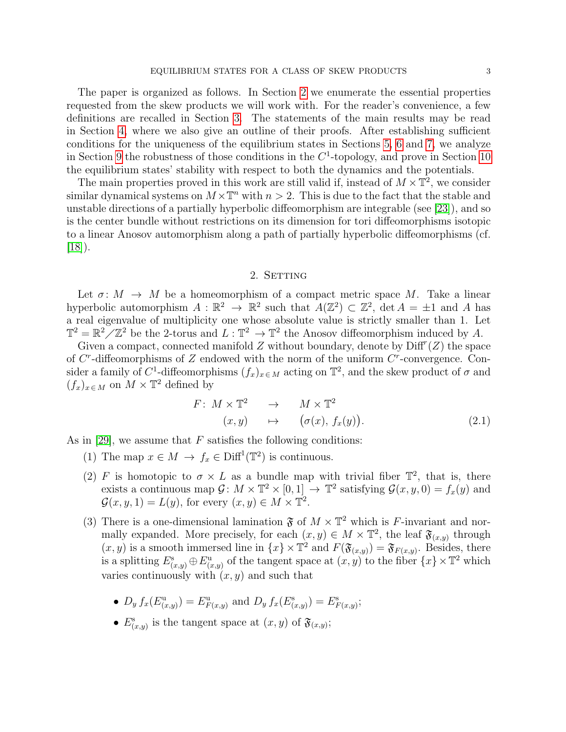The paper is organized as follows. In Section 2 we enumerate the essential properties requested from the skew products we will work with. For the reader's convenience, a few definitions are recalled in Section 3. The statements of the main results may be read in Section 4, where we also give an outline of their proofs. After establishing sufficient conditions for the uniqueness of the equilibrium states in Sections 5, 6 and 7, we analyze in Section 9 the robustness of those conditions in the $C^1$-topology, and prove in Section 10 the equilibrium states' stability with respect to both the dynamics and the potentials.

The main properties proved in this work are still valid if, instead of $M \times \mathbb{T}^2$, we consider similar dynamical systems on $M \times \mathbb{T}^n$ with $n > 2$. This is due to the fact that the stable and unstable directions of a partially hyperbolic diffeomorphism are integrable (see [23]), and so is the center bundle without restrictions on its dimension for tori diffeomorphisms isotopic to a linear Anosov automorphism along a path of partially hyperbolic diffeomorphisms (cf. [18]).

## 2. Setting

Let $\sigma\colon M \to M$ be a homeomorphism of a compact metric space $M$. Take a linear hyperbolic automorphism $A : \mathbb{R}^2 \to \mathbb{R}^2$ such that $A(\mathbb{Z}^2) \subset \mathbb{Z}^2$, $\det A = \pm 1$ and $A$ has a real eigenvalue of multiplicity one whose absolute value is strictly smaller than 1. Let $\mathbb{T}^2 = \mathbb{R}^2 / \mathbb{Z}^2$ be the 2-torus and $L : \mathbb{T}^2 \to \mathbb{T}^2$ the Anosov diffeomorphism induced by $A$.

Given a compact, connected manifold $Z$ without boundary, denote by $\mathrm{Diff}^r(Z)$ the space of $C^r$-diffeomorphisms of $Z$ endowed with the norm of the uniform $C^r$-convergence. Consider a family of $C^1$-diffeomorphisms $(f_x)_{x \in M}$ acting on $\mathbb{T}^2$, and the skew product of $\sigma$ and $(f_x)_{x \in M}$ on $M \times \mathbb{T}^2$ defined by

$$
\begin{aligned}
F\colon\ M \times \mathbb{T}^2 \quad &\to \quad M \times \mathbb{T}^2 \\
(x, y) \quad &\mapsto \quad \big(\sigma(x),\ f_x(y)\big).
\end{aligned}
\tag{2.1}
$$

As in [29], we assume that $F$ satisfies the following conditions:

1. The map $x \in M \to f_x \in \mathrm{Diff}^1(\mathbb{T}^2)$ is continuous.
2. $F$ is homotopic to $\sigma \times L$ as a bundle map with trivial fiber $\mathbb{T}^2$, that is, there exists a continuous map $\mathcal{G}\colon M \times \mathbb{T}^2 \times [0, 1] \to \mathbb{T}^2$ satisfying $\mathcal{G}(x, y, 0) = f_x(y)$ and $\mathcal{G}(x, y, 1) = L(y)$, for every $(x, y) \in M \times \mathbb{T}^2$.
3. There is a one-dimensional lamination $\mathfrak{F}$ of $M \times \mathbb{T}^2$ which is $F$-invariant and normally expanded. More precisely, for each $(x, y) \in M \times \mathbb{T}^2$, the leaf $\mathfrak{F}_{(x,y)}$ through $(x, y)$ is a smooth immersed line in $\{x\} \times \mathbb{T}^2$ and $F(\mathfrak{F}_{(x,y)}) = \mathfrak{F}_{F(x,y)}$. Besides, there is a splitting $E^{\mathrm{s}}_{(x,y)} \oplus E^{\mathrm{u}}_{(x,y)}$ of the tangent space at $(x, y)$ to the fiber $\{x\} \times \mathbb{T}^2$ which varies continuously with $(x, y)$ and such that
   - $D_y\, f_x(E^{\mathrm{u}}_{(x,y)}) = E^{\mathrm{u}}_{F(x,y)}$ and $D_y\, f_x(E^{\mathrm{s}}_{(x,y)}) = E^{\mathrm{s}}_{F(x,y)}$;
   - $E^{\mathrm{s}}_{(x,y)}$ is the tangent space at $(x, y)$ of $\mathfrak{F}_{(x,y)}$;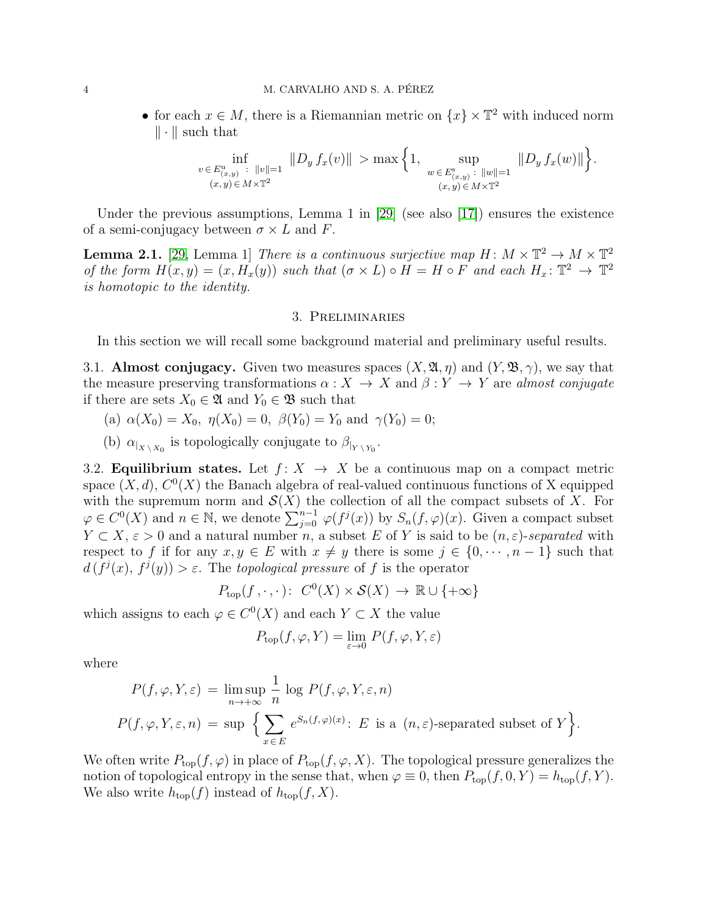- for each $x \in M$, there is a Riemannian metric on $\{x\} \times \mathbb{T}^2$ with induced norm $\| \cdot \|$ such that

$$\inf_{\substack{v \in E^{\rm u}_{(x,y)} \,:\, \|v\|=1 \\ (x,y) \in M \times \mathbb{T}^2}} \|D_y f_x(v)\| > \max\Big\{1, \sup_{\substack{w \in E^{\rm s}_{(x,y)} \,:\, \|w\|=1 \\ (x,y) \in M \times \mathbb{T}^2}} \|D_y f_x(w)\|\Big\}.$$

Under the previous assumptions, Lemma 1 in [29] (see also [17]) ensures the existence of a semi-conjugacy between $\sigma \times L$ and $F$.

**Lemma 2.1.** [29, Lemma 1] *There is a continuous surjective map $H \colon M \times \mathbb{T}^2 \to M \times \mathbb{T}^2$ of the form $H(x,y) = (x, H_x(y))$ such that $(\sigma \times L) \circ H = H \circ F$ and each $H_x \colon \mathbb{T}^2 \to \mathbb{T}^2$ is homotopic to the identity.*

## 3. Preliminaries

In this section we will recall some background material and preliminary useful results.

### 3.1. Almost conjugacy.

Given two measures spaces $(X, \mathfrak{A}, \eta)$ and $(Y, \mathfrak{B}, \gamma)$, we say that the measure preserving transformations $\alpha : X \to X$ and $\beta : Y \to Y$ are *almost conjugate* if there are sets $X_0 \in \mathfrak{A}$ and $Y_0 \in \mathfrak{B}$ such that

(a) $\alpha(X_0) = X_0$, $\eta(X_0) = 0$, $\beta(Y_0) = Y_0$ and $\gamma(Y_0) = 0$;

(b) $\alpha_{|_{X \setminus X_0}}$ is topologically conjugate to $\beta_{|_{Y \setminus Y_0}}$.

### 3.2. Equilibrium states.

Let $f \colon X \to X$ be a continuous map on a compact metric space $(X, d)$, $C^0(X)$ the Banach algebra of real-valued continuous functions of X equipped with the supremum norm and $\mathcal{S}(X)$ the collection of all the compact subsets of $X$. For $\varphi \in C^0(X)$ and $n \in \mathbb{N}$, we denote $\sum_{j=0}^{n-1} \varphi(f^j(x))$ by $S_n(f, \varphi)(x)$. Given a compact subset $Y \subset X$, $\varepsilon > 0$ and a natural number $n$, a subset $E$ of $Y$ is said to be $(n, \varepsilon)$-*separated* with respect to $f$ if for any $x, y \in E$ with $x \neq y$ there is some $j \in \{0, \cdots, n-1\}$ such that $d\,(f^j(x),\, f^j(y)) > \varepsilon$. The *topological pressure* of $f$ is the operator

$$P_{\rm top}(f\,, \cdot\,, \cdot) \colon\; C^0(X) \times \mathcal{S}(X) \to \mathbb{R} \cup \{+\infty\}$$

which assigns to each $\varphi \in C^0(X)$ and each $Y \subset X$ the value

$$P_{\rm top}(f, \varphi, Y) = \lim_{\varepsilon \to 0} P(f, \varphi, Y, \varepsilon)$$

where

$$P(f, \varphi, Y, \varepsilon) \,=\, \limsup_{n \to +\infty} \frac{1}{n} \,\log\, P(f, \varphi, Y, \varepsilon, n)$$

$$P(f, \varphi, Y, \varepsilon, n) \,=\, \sup\, \Big\{ \sum_{x \in E} e^{S_n(f, \varphi)(x)} \colon\; E \text{ is a } (n, \varepsilon)\text{-separated subset of } Y \Big\}.$$

We often write $P_{\rm top}(f, \varphi)$ in place of $P_{\rm top}(f, \varphi, X)$. The topological pressure generalizes the notion of topological entropy in the sense that, when $\varphi \equiv 0$, then $P_{\rm top}(f, 0, Y) = h_{\rm top}(f, Y)$. We also write $h_{\rm top}(f)$ instead of $h_{\rm top}(f, X)$.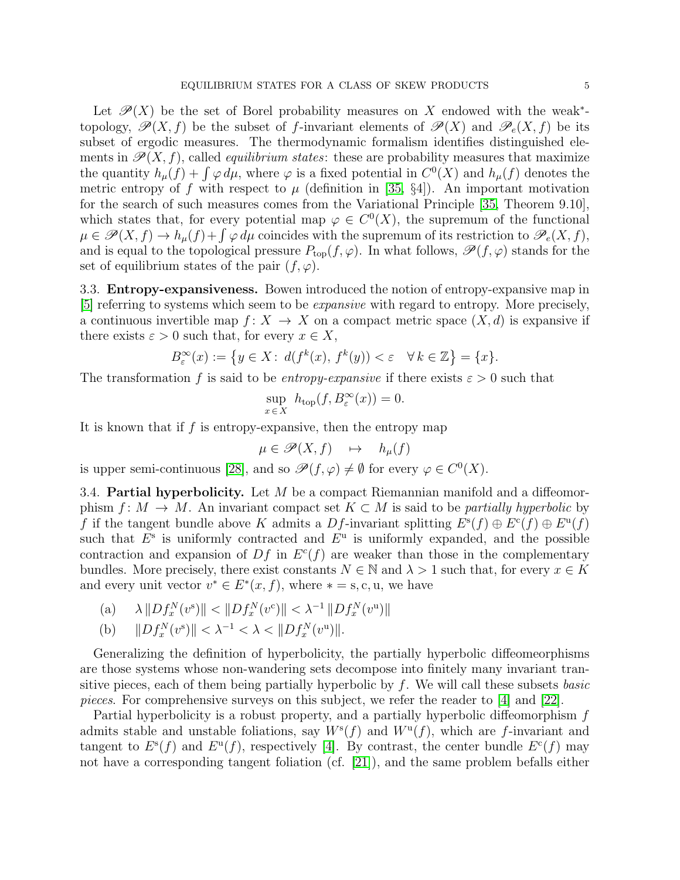Let $\mathscr{P}(X)$ be the set of Borel probability measures on $X$ endowed with the weak$^*$-topology, $\mathscr{P}(X, f)$ be the subset of $f$-invariant elements of $\mathscr{P}(X)$ and $\mathscr{P}_e(X, f)$ be its subset of ergodic measures. The thermodynamic formalism identifies distinguished elements in $\mathscr{P}(X, f)$, called *equilibrium states*: these are probability measures that maximize the quantity $h_\mu(f) + \int \varphi \, d\mu$, where $\varphi$ is a fixed potential in $C^0(X)$ and $h_\mu(f)$ denotes the metric entropy of $f$ with respect to $\mu$ (definition in [35, §4]). An important motivation for the search of such measures comes from the Variational Principle [35, Theorem 9.10], which states that, for every potential map $\varphi \in C^0(X)$, the supremum of the functional $\mu \in \mathscr{P}(X, f) \to h_\mu(f) + \int \varphi \, d\mu$ coincides with the supremum of its restriction to $\mathscr{P}_e(X, f)$, and is equal to the topological pressure $P_{\text{top}}(f, \varphi)$. In what follows, $\mathscr{P}(f, \varphi)$ stands for the set of equilibrium states of the pair $(f, \varphi)$.

### 3.3. **Entropy-expansiveness.**

Bowen introduced the notion of entropy-expansive map in [5] referring to systems which seem to be *expansive* with regard to entropy. More precisely, a continuous invertible map $f \colon X \to X$ on a compact metric space $(X, d)$ is expansive if there exists $\varepsilon > 0$ such that, for every $x \in X$,

$$B^\infty_\varepsilon(x) := \big\{ y \in X \colon \, d(f^k(x), \, f^k(y)) < \varepsilon \quad \forall \, k \in \mathbb{Z} \big\} = \{x\}.$$

The transformation $f$ is said to be *entropy-expansive* if there exists $\varepsilon > 0$ such that

$$\sup_{x \in X} \, h_{\text{top}}(f, B^\infty_\varepsilon(x)) = 0.$$

It is known that if $f$ is entropy-expansive, then the entropy map

$$\mu \in \mathscr{P}(X, f) \quad \mapsto \quad h_\mu(f)$$

is upper semi-continuous [28], and so $\mathscr{P}(f, \varphi) \neq \emptyset$ for every $\varphi \in C^0(X)$.

### 3.4. **Partial hyperbolicity.**

Let $M$ be a compact Riemannian manifold and a diffeomorphism $f \colon M \to M$. An invariant compact set $K \subset M$ is said to be *partially hyperbolic* by $f$ if the tangent bundle above $K$ admits a $Df$-invariant splitting $E^{\text{s}}(f) \oplus E^{\text{c}}(f) \oplus E^{\text{u}}(f)$ such that $E^{\text{s}}$ is uniformly contracted and $E^{\text{u}}$ is uniformly expanded, and the possible contraction and expansion of $Df$ in $E^c(f)$ are weaker than those in the complementary bundles. More precisely, there exist constants $N \in \mathbb{N}$ and $\lambda > 1$ such that, for every $x \in K$ and every unit vector $v^* \in E^*(x, f)$, where $* = \text{s}, \text{c}, \text{u}$, we have

(a) $\quad \lambda \, \|Df^N_x(v^{\text{s}})\| < \|Df^N_x(v^{\text{c}})\| < \lambda^{-1} \, \|Df^N_x(v^{\text{u}})\|$

(b) $\quad \|Df^N_x(v^{\text{s}})\| < \lambda^{-1} < \lambda < \|Df^N_x(v^{\text{u}})\|$.

Generalizing the definition of hyperbolicity, the partially hyperbolic diffeomeorphisms are those systems whose non-wandering sets decompose into finitely many invariant transitive pieces, each of them being partially hyperbolic by $f$. We will call these subsets *basic pieces*. For comprehensive surveys on this subject, we refer the reader to [4] and [22].

Partial hyperbolicity is a robust property, and a partially hyperbolic diffeomorphism $f$ admits stable and unstable foliations, say $W^{\text{s}}(f)$ and $W^{\text{u}}(f)$, which are $f$-invariant and tangent to $E^{\text{s}}(f)$ and $E^{\text{u}}(f)$, respectively [4]. By contrast, the center bundle $E^{\text{c}}(f)$ may not have a corresponding tangent foliation (cf. [21]), and the same problem befalls either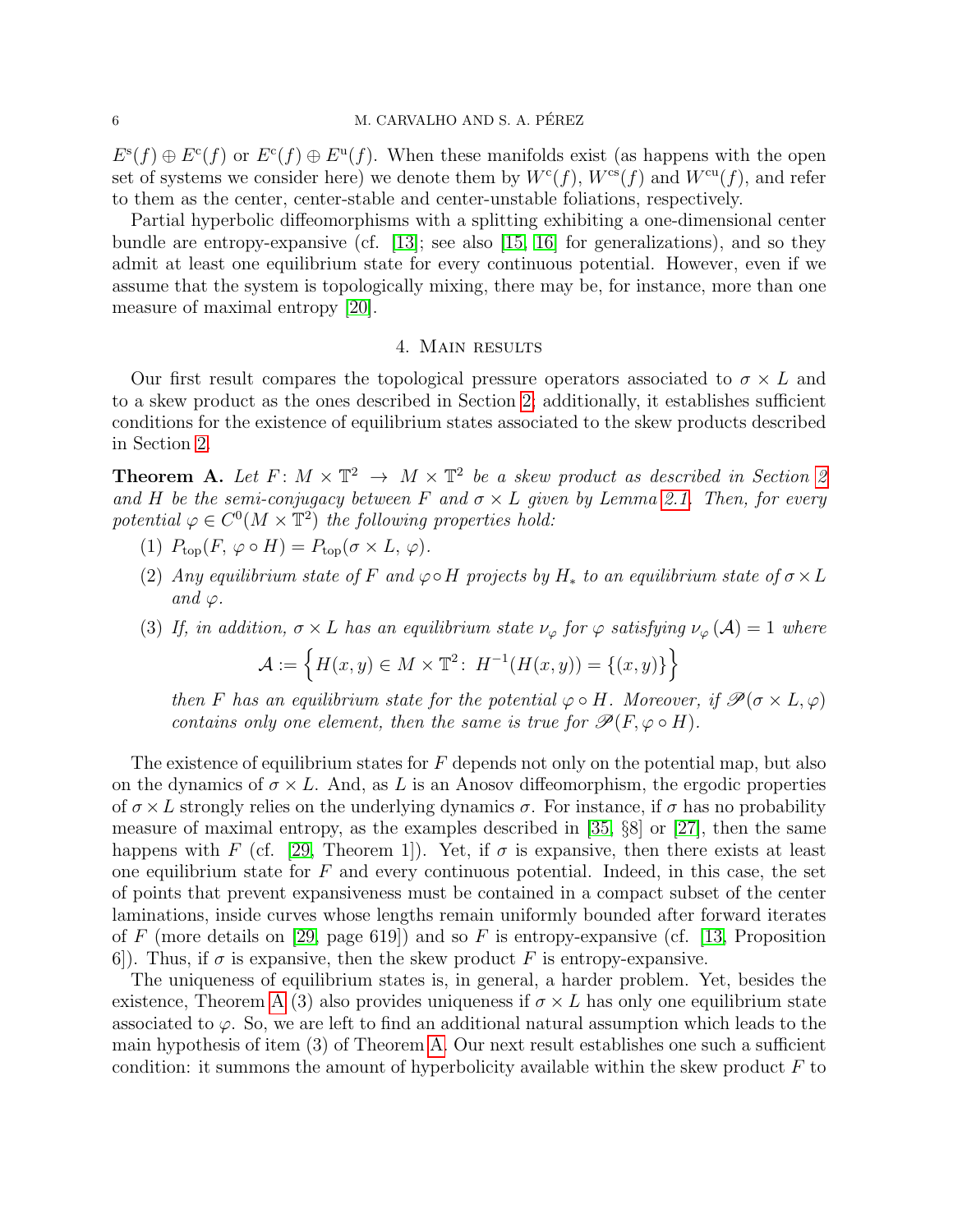$E^{\mathrm{s}}(f) \oplus E^{\mathrm{c}}(f)$ or $E^{\mathrm{c}}(f) \oplus E^{\mathrm{u}}(f)$. When these manifolds exist (as happens with the open set of systems we consider here) we denote them by $W^{\mathrm{c}}(f)$, $W^{\mathrm{cs}}(f)$ and $W^{\mathrm{cu}}(f)$, and refer to them as the center, center-stable and center-unstable foliations, respectively.

Partial hyperbolic diffeomorphisms with a splitting exhibiting a one-dimensional center bundle are entropy-expansive (cf. [13]; see also [15, 16] for generalizations), and so they admit at least one equilibrium state for every continuous potential. However, even if we assume that the system is topologically mixing, there may be, for instance, more than one measure of maximal entropy [20].

## 4. Main results

Our first result compares the topological pressure operators associated to $\sigma \times L$ and to a skew product as the ones described in Section 2; additionally, it establishes sufficient conditions for the existence of equilibrium states associated to the skew products described in Section 2.

**Theorem A.** *Let $F\colon M \times \mathbb{T}^2 \to M \times \mathbb{T}^2$ be a skew product as described in Section 2 and $H$ be the semi-conjugacy between $F$ and $\sigma \times L$ given by Lemma 2.1. Then, for every potential $\varphi \in C^0(M \times \mathbb{T}^2)$ the following properties hold:*

1. *$P_{\mathrm{top}}(F,\, \varphi \circ H) = P_{\mathrm{top}}(\sigma \times L,\, \varphi)$.*
2. *Any equilibrium state of $F$ and $\varphi \circ H$ projects by $H_*$ to an equilibrium state of $\sigma \times L$ and $\varphi$.*
3. *If, in addition, $\sigma \times L$ has an equilibrium state $\nu_\varphi$ for $\varphi$ satisfying $\nu_\varphi(\mathcal{A}) = 1$ where*
$$\mathcal{A} := \Big\{ H(x,y) \in M \times \mathbb{T}^2 \colon\; H^{-1}(H(x,y)) = \{(x,y)\} \Big\}$$
*then $F$ has an equilibrium state for the potential $\varphi \circ H$. Moreover, if $\mathscr{P}(\sigma \times L, \varphi)$ contains only one element, then the same is true for $\mathscr{P}(F, \varphi \circ H)$.*

The existence of equilibrium states for $F$ depends not only on the potential map, but also on the dynamics of $\sigma \times L$. And, as $L$ is an Anosov diffeomorphism, the ergodic properties of $\sigma \times L$ strongly relies on the underlying dynamics $\sigma$. For instance, if $\sigma$ has no probability measure of maximal entropy, as the examples described in [35, §8] or [27], then the same happens with $F$ (cf. [29, Theorem 1]). Yet, if $\sigma$ is expansive, then there exists at least one equilibrium state for $F$ and every continuous potential. Indeed, in this case, the set of points that prevent expansiveness must be contained in a compact subset of the center laminations, inside curves whose lengths remain uniformly bounded after forward iterates of $F$ (more details on [29, page 619]) and so $F$ is entropy-expansive (cf. [13, Proposition 6]). Thus, if $\sigma$ is expansive, then the skew product $F$ is entropy-expansive.

The uniqueness of equilibrium states is, in general, a harder problem. Yet, besides the existence, Theorem A (3) also provides uniqueness if $\sigma \times L$ has only one equilibrium state associated to $\varphi$. So, we are left to find an additional natural assumption which leads to the main hypothesis of item (3) of Theorem A. Our next result establishes one such a sufficient condition: it summons the amount of hyperbolicity available within the skew product $F$ to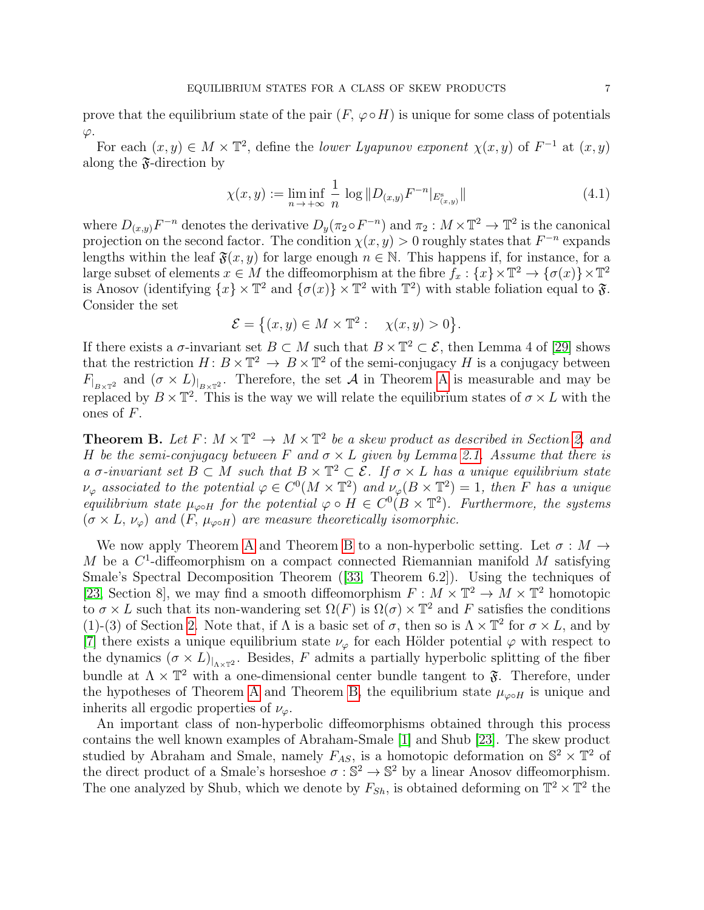prove that the equilibrium state of the pair $(F,\, \varphi \circ H)$ is unique for some class of potentials $\varphi$.

For each $(x,y) \in M \times \mathbb{T}^2$, define the *lower Lyapunov exponent* $\chi(x,y)$ of $F^{-1}$ at $(x,y)$ along the $\mathfrak{F}$-direction by

$$\chi(x,y) := \liminf_{n \to +\infty} \frac{1}{n} \log \| D_{(x,y)} F^{-n}|_{E^s_{(x,y)}} \| \tag{4.1}$$

where $D_{(x,y)}F^{-n}$ denotes the derivative $D_y(\pi_2 \circ F^{-n})$ and $\pi_2 : M \times \mathbb{T}^2 \to \mathbb{T}^2$ is the canonical projection on the second factor. The condition $\chi(x,y) > 0$ roughly states that $F^{-n}$ expands lengths within the leaf $\mathfrak{F}(x,y)$ for large enough $n \in \mathbb{N}$. This happens if, for instance, for a large subset of elements $x \in M$ the diffeomorphism at the fibre $f_x : \{x\} \times \mathbb{T}^2 \to \{\sigma(x)\} \times \mathbb{T}^2$ is Anosov (identifying $\{x\} \times \mathbb{T}^2$ and $\{\sigma(x)\} \times \mathbb{T}^2$ with $\mathbb{T}^2$) with stable foliation equal to $\mathfrak{F}$. Consider the set

$$\mathcal{E} = \big\{(x,y) \in M \times \mathbb{T}^2 : \quad \chi(x,y) > 0\big\}.$$

If there exists a $\sigma$-invariant set $B \subset M$ such that $B \times \mathbb{T}^2 \subset \mathcal{E}$, then Lemma 4 of [29] shows that the restriction $H\colon B \times \mathbb{T}^2 \to B \times \mathbb{T}^2$ of the semi-conjugacy $H$ is a conjugacy between $F_{|_{B\times\mathbb{T}^2}}$ and $(\sigma \times L)_{|_{B\times\mathbb{T}^2}}$. Therefore, the set $\mathcal{A}$ in Theorem A is measurable and may be replaced by $B \times \mathbb{T}^2$. This is the way we will relate the equilibrium states of $\sigma \times L$ with the ones of $F$.

**Theorem B.** *Let $F\colon M \times \mathbb{T}^2 \to M \times \mathbb{T}^2$ be a skew product as described in Section 2, and $H$ be the semi-conjugacy between $F$ and $\sigma \times L$ given by Lemma 2.1. Assume that there is a $\sigma$-invariant set $B \subset M$ such that $B \times \mathbb{T}^2 \subset \mathcal{E}$. If $\sigma \times L$ has a unique equilibrium state $\nu_\varphi$ associated to the potential $\varphi \in C^0(M \times \mathbb{T}^2)$ and $\nu_\varphi(B \times \mathbb{T}^2) = 1$, then $F$ has a unique equilibrium state $\mu_{\varphi\circ H}$ for the potential $\varphi \circ H \in C^0(B \times \mathbb{T}^2)$. Furthermore, the systems $(\sigma \times L,\, \nu_\varphi)$ and $(F,\, \mu_{\varphi\circ H})$ are measure theoretically isomorphic.*

We now apply Theorem A and Theorem B to a non-hyperbolic setting. Let $\sigma : M \to M$ be a $C^1$-diffeomorphism on a compact connected Riemannian manifold $M$ satisfying Smale's Spectral Decomposition Theorem ([33, Theorem 6.2]). Using the techniques of [23, Section 8], we may find a smooth diffeomorphism $F : M \times \mathbb{T}^2 \to M \times \mathbb{T}^2$ homotopic to $\sigma \times L$ such that its non-wandering set $\Omega(F)$ is $\Omega(\sigma) \times \mathbb{T}^2$ and $F$ satisfies the conditions (1)-(3) of Section 2. Note that, if $\Lambda$ is a basic set of $\sigma$, then so is $\Lambda \times \mathbb{T}^2$ for $\sigma \times L$, and by [7] there exists a unique equilibrium state $\nu_\varphi$ for each Hölder potential $\varphi$ with respect to the dynamics $(\sigma \times L)_{|_{\Lambda\times\mathbb{T}^2}}$. Besides, $F$ admits a partially hyperbolic splitting of the fiber bundle at $\Lambda \times \mathbb{T}^2$ with a one-dimensional center bundle tangent to $\mathfrak{F}$. Therefore, under the hypotheses of Theorem A and Theorem B, the equilibrium state $\mu_{\varphi\circ H}$ is unique and inherits all ergodic properties of $\nu_\varphi$.

An important class of non-hyperbolic diffeomorphisms obtained through this process contains the well known examples of Abraham-Smale [1] and Shub [23]. The skew product studied by Abraham and Smale, namely $F_{AS}$, is a homotopic deformation on $\mathbb{S}^2 \times \mathbb{T}^2$ of the direct product of a Smale's horseshoe $\sigma : \mathbb{S}^2 \to \mathbb{S}^2$ by a linear Anosov diffeomorphism. The one analyzed by Shub, which we denote by $F_{Sh}$, is obtained deforming on $\mathbb{T}^2 \times \mathbb{T}^2$ the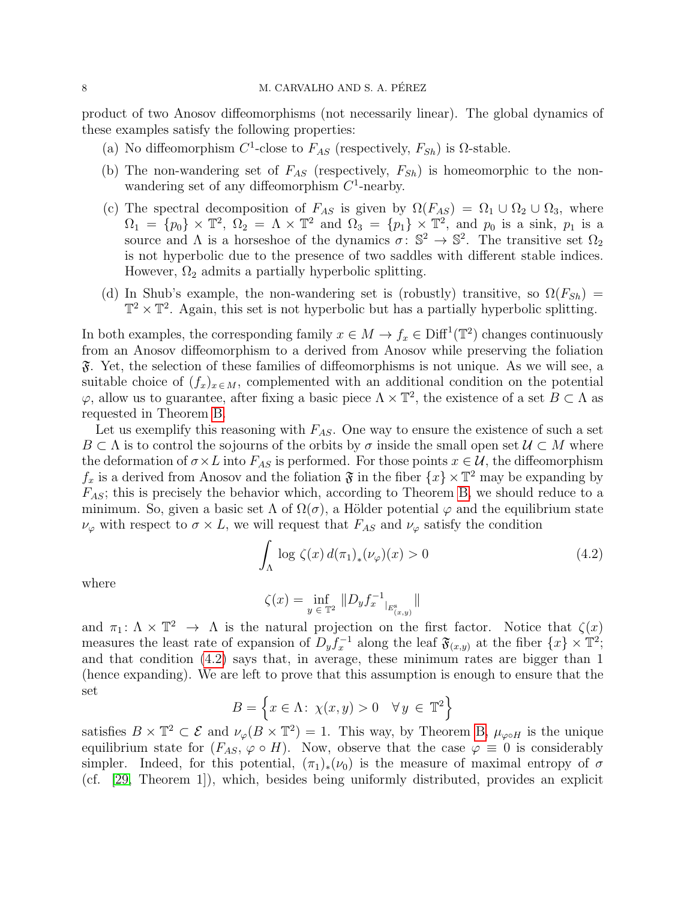product of two Anosov diffeomorphisms (not necessarily linear). The global dynamics of these examples satisfy the following properties:

(a) No diffeomorphism $C^1$-close to $F_{AS}$ (respectively, $F_{Sh}$) is $\Omega$-stable.

(b) The non-wandering set of $F_{AS}$ (respectively, $F_{Sh}$) is homeomorphic to the non-wandering set of any diffeomorphism $C^1$-nearby.

(c) The spectral decomposition of $F_{AS}$ is given by $\Omega(F_{AS}) = \Omega_1 \cup \Omega_2 \cup \Omega_3$, where $\Omega_1 = \{p_0\} \times \mathbb{T}^2$, $\Omega_2 = \Lambda \times \mathbb{T}^2$ and $\Omega_3 = \{p_1\} \times \mathbb{T}^2$, and $p_0$ is a sink, $p_1$ is a source and $\Lambda$ is a horseshoe of the dynamics $\sigma\colon \mathbb{S}^2 \to \mathbb{S}^2$. The transitive set $\Omega_2$ is not hyperbolic due to the presence of two saddles with different stable indices. However, $\Omega_2$ admits a partially hyperbolic splitting.

(d) In Shub's example, the non-wandering set is (robustly) transitive, so $\Omega(F_{Sh}) = \mathbb{T}^2 \times \mathbb{T}^2$. Again, this set is not hyperbolic but has a partially hyperbolic splitting.

In both examples, the corresponding family $x \in M \to f_x \in \mathrm{Diff}^1(\mathbb{T}^2)$ changes continuously from an Anosov diffeomorphism to a derived from Anosov while preserving the foliation $\mathfrak{F}$. Yet, the selection of these families of diffeomorphisms is not unique. As we will see, a suitable choice of $(f_x)_{x \in M}$, complemented with an additional condition on the potential $\varphi$, allow us to guarantee, after fixing a basic piece $\Lambda \times \mathbb{T}^2$, the existence of a set $B \subset \Lambda$ as requested in Theorem B.

Let us exemplify this reasoning with $F_{AS}$. One way to ensure the existence of such a set $B \subset \Lambda$ is to control the sojourns of the orbits by $\sigma$ inside the small open set $\mathcal{U} \subset M$ where the deformation of $\sigma \times L$ into $F_{AS}$ is performed. For those points $x \in \mathcal{U}$, the diffeomorphism $f_x$ is a derived from Anosov and the foliation $\mathfrak{F}$ in the fiber $\{x\} \times \mathbb{T}^2$ may be expanding by $F_{AS}$; this is precisely the behavior which, according to Theorem B, we should reduce to a minimum. So, given a basic set $\Lambda$ of $\Omega(\sigma)$, a Hölder potential $\varphi$ and the equilibrium state $\nu_\varphi$ with respect to $\sigma \times L$, we will request that $F_{AS}$ and $\nu_\varphi$ satisfy the condition

$$\int_\Lambda \log\, \zeta(x)\, d(\pi_1)_*(\nu_\varphi)(x) > 0 \tag{4.2}$$

where

$$\zeta(x) = \inf_{y\, \in\, \mathbb{T}^2} \|D_y f_x^{-1}|_{E^s_{(x,y)}}\|$$

and $\pi_1\colon \Lambda \times \mathbb{T}^2 \to \Lambda$ is the natural projection on the first factor. Notice that $\zeta(x)$ measures the least rate of expansion of $D_y f_x^{-1}$ along the leaf $\mathfrak{F}_{(x,y)}$ at the fiber $\{x\} \times \mathbb{T}^2$; and that condition (4.2) says that, in average, these minimum rates are bigger than 1 (hence expanding). We are left to prove that this assumption is enough to ensure that the set

$$B = \Big\{x \in \Lambda\colon\ \chi(x,y) > 0 \quad \forall\, y\, \in\, \mathbb{T}^2\Big\}$$

satisfies $B \times \mathbb{T}^2 \subset \mathcal{E}$ and $\nu_\varphi(B \times \mathbb{T}^2) = 1$. This way, by Theorem B, $\mu_{\varphi \circ H}$ is the unique equilibrium state for $(F_{AS},\, \varphi \circ H)$. Now, observe that the case $\varphi \equiv 0$ is considerably simpler. Indeed, for this potential, $(\pi_1)_*(\nu_0)$ is the measure of maximal entropy of $\sigma$ (cf. [29, Theorem 1]), which, besides being uniformly distributed, provides an explicit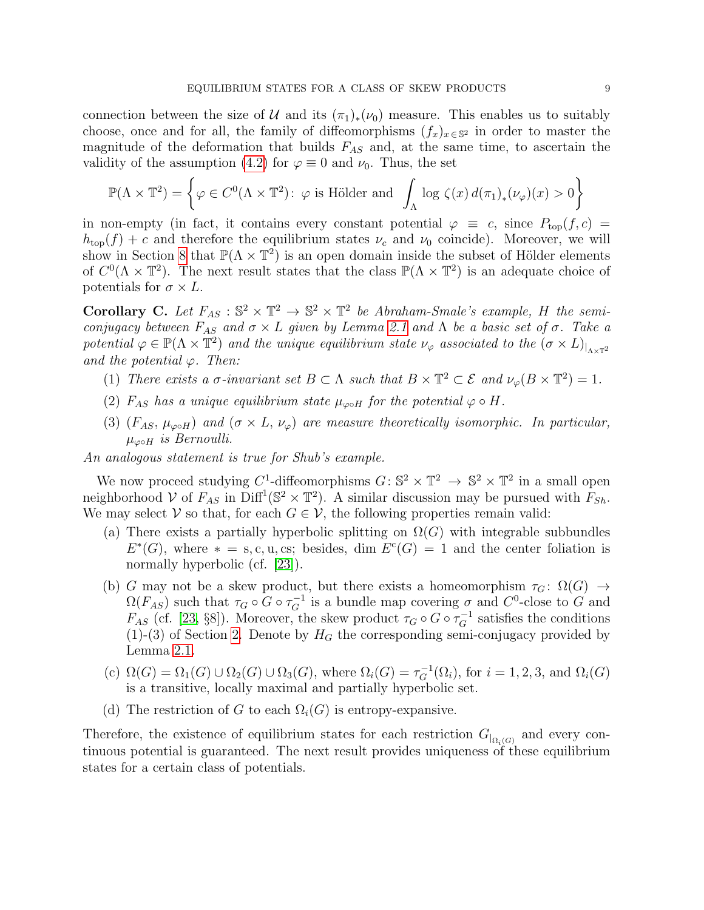connection between the size of $\mathcal{U}$ and its $(\pi_1)_*(\nu_0)$ measure. This enables us to suitably choose, once and for all, the family of diffeomorphisms $(f_x)_{x\in\mathbb{S}^2}$ in order to master the magnitude of the deformation that builds $F_{AS}$ and, at the same time, to ascertain the validity of the assumption (4.2) for $\varphi \equiv 0$ and $\nu_0$. Thus, the set

$$\mathbb{P}(\Lambda\times\mathbb{T}^2) = \left\{\varphi \in C^0(\Lambda\times\mathbb{T}^2) \colon\ \varphi \text{ is Hölder and } \int_\Lambda \log\,\zeta(x)\, d(\pi_1)_*(\nu_\varphi)(x) > 0\right\}$$

in non-empty (in fact, it contains every constant potential $\varphi \equiv c$, since $P_{\rm top}(f,c) = h_{\rm top}(f) + c$ and therefore the equilibrium states $\nu_c$ and $\nu_0$ coincide). Moreover, we will show in Section 8 that $\mathbb{P}(\Lambda\times\mathbb{T}^2)$ is an open domain inside the subset of Hölder elements of $C^0(\Lambda\times\mathbb{T}^2)$. The next result states that the class $\mathbb{P}(\Lambda\times\mathbb{T}^2)$ is an adequate choice of potentials for $\sigma\times L$.

**Corollary C.** *Let $F_{AS} : \mathbb{S}^2\times\mathbb{T}^2 \to \mathbb{S}^2\times\mathbb{T}^2$ be Abraham-Smale's example, $H$ the semi-conjugacy between $F_{AS}$ and $\sigma\times L$ given by Lemma 2.1 and $\Lambda$ be a basic set of $\sigma$. Take a potential $\varphi \in \mathbb{P}(\Lambda\times\mathbb{T}^2)$ and the unique equilibrium state $\nu_\varphi$ associated to the $(\sigma\times L)_{|_{\Lambda\times\mathbb{T}^2}}$ and the potential $\varphi$. Then:*

1. *There exists a $\sigma$-invariant set $B\subset\Lambda$ such that $B\times\mathbb{T}^2\subset\mathcal{E}$ and $\nu_\varphi(B\times\mathbb{T}^2) = 1$.*
2. *$F_{AS}$ has a unique equilibrium state $\mu_{\varphi\circ H}$ for the potential $\varphi\circ H$.*
3. *$(F_{AS},\, \mu_{\varphi\circ H})$ and $(\sigma\times L,\, \nu_\varphi)$ are measure theoretically isomorphic. In particular, $\mu_{\varphi\circ H}$ is Bernoulli.*

*An analogous statement is true for Shub's example.*

We now proceed studying $C^1$-diffeomorphisms $G\colon \mathbb{S}^2\times\mathbb{T}^2 \to \mathbb{S}^2\times\mathbb{T}^2$ in a small open neighborhood $\mathcal{V}$ of $F_{AS}$ in $\mathrm{Diff}^1(\mathbb{S}^2\times\mathbb{T}^2)$. A similar discussion may be pursued with $F_{Sh}$. We may select $\mathcal{V}$ so that, for each $G\in\mathcal{V}$, the following properties remain valid:

(a) There exists a partially hyperbolic splitting on $\Omega(G)$ with integrable subbundles $E^*(G)$, where $* = \mathrm{s}, \mathrm{c}, \mathrm{u}, \mathrm{cs}$; besides, $\dim E^{\mathrm{c}}(G) = 1$ and the center foliation is normally hyperbolic (cf. [23]).

(b) $G$ may not be a skew product, but there exists a homeomorphism $\tau_G\colon \Omega(G) \to \Omega(F_{AS})$ such that $\tau_G\circ G\circ\tau_G^{-1}$ is a bundle map covering $\sigma$ and $C^0$-close to $G$ and $F_{AS}$ (cf. [23, §8]). Moreover, the skew product $\tau_G\circ G\circ\tau_G^{-1}$ satisfies the conditions (1)-(3) of Section 2. Denote by $H_G$ the corresponding semi-conjugacy provided by Lemma 2.1.

(c) $\Omega(G) = \Omega_1(G)\cup\Omega_2(G)\cup\Omega_3(G)$, where $\Omega_i(G) = \tau_G^{-1}(\Omega_i)$, for $i = 1, 2, 3$, and $\Omega_i(G)$ is a transitive, locally maximal and partially hyperbolic set.

(d) The restriction of $G$ to each $\Omega_i(G)$ is entropy-expansive.

Therefore, the existence of equilibrium states for each restriction $G_{|_{\Omega_i(G)}}$ and every continuous potential is guaranteed. The next result provides uniqueness of these equilibrium states for a certain class of potentials.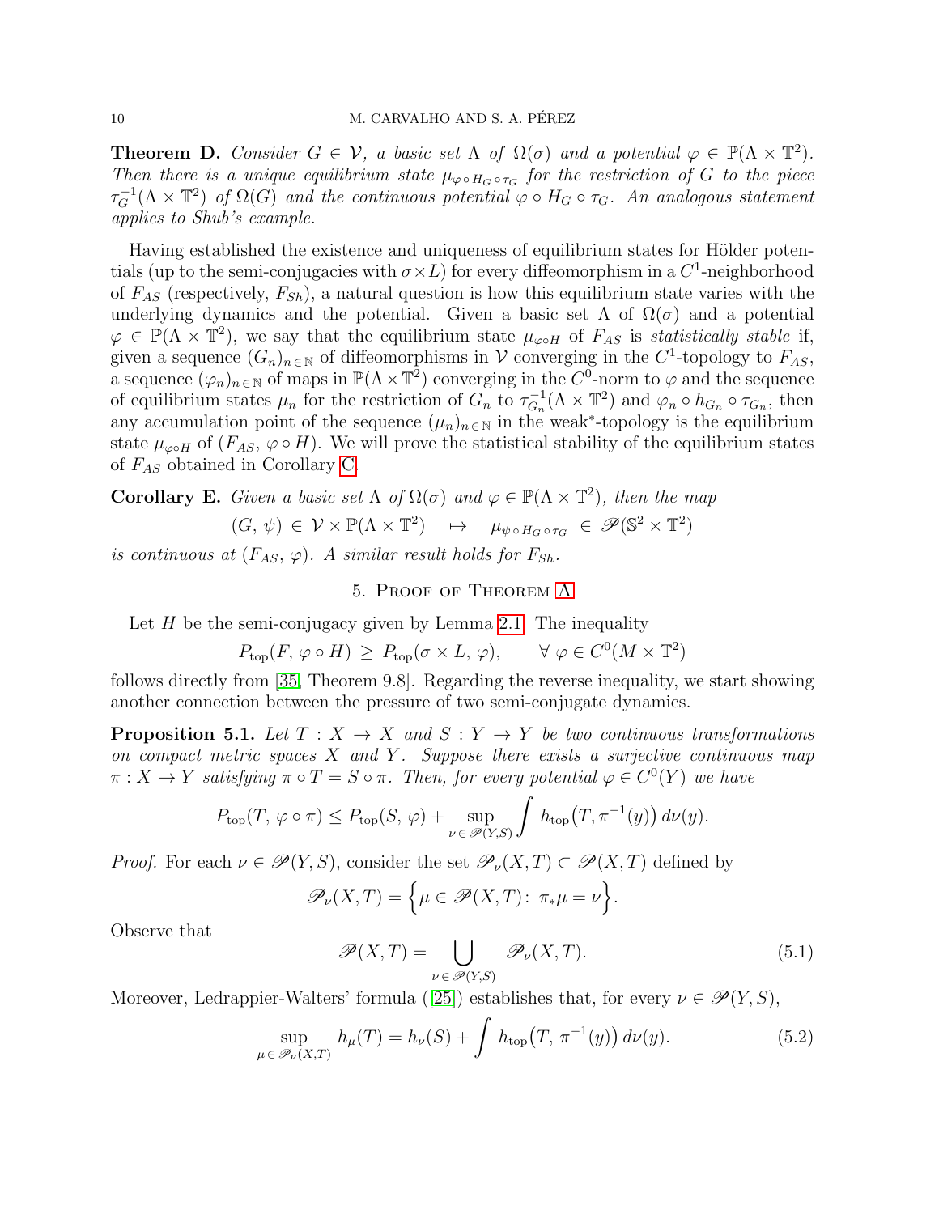**Theorem D.** *Consider $G \in \mathcal{V}$, a basic set $\Lambda$ of $\Omega(\sigma)$ and a potential $\varphi \in \mathbb{P}(\Lambda \times \mathbb{T}^2)$. Then there is a unique equilibrium state $\mu_{\varphi \circ H_G \circ \tau_G}$ for the restriction of $G$ to the piece $\tau_G^{-1}(\Lambda \times \mathbb{T}^2)$ of $\Omega(G)$ and the continuous potential $\varphi \circ H_G \circ \tau_G$. An analogous statement applies to Shub's example.*

Having established the existence and uniqueness of equilibrium states for Hölder potentials (up to the semi-conjugacies with $\sigma \times L$) for every diffeomorphism in a $C^1$-neighborhood of $F_{AS}$ (respectively, $F_{Sh}$), a natural question is how this equilibrium state varies with the underlying dynamics and the potential. Given a basic set $\Lambda$ of $\Omega(\sigma)$ and a potential $\varphi \in \mathbb{P}(\Lambda \times \mathbb{T}^2)$, we say that the equilibrium state $\mu_{\varphi \circ H}$ of $F_{AS}$ is *statistically stable* if, given a sequence $(G_n)_{n \in \mathbb{N}}$ of diffeomorphisms in $\mathcal{V}$ converging in the $C^1$-topology to $F_{AS}$, a sequence $(\varphi_n)_{n \in \mathbb{N}}$ of maps in $\mathbb{P}(\Lambda \times \mathbb{T}^2)$ converging in the $C^0$-norm to $\varphi$ and the sequence of equilibrium states $\mu_n$ for the restriction of $G_n$ to $\tau_{G_n}^{-1}(\Lambda \times \mathbb{T}^2)$ and $\varphi_n \circ h_{G_n} \circ \tau_{G_n}$, then any accumulation point of the sequence $(\mu_n)_{n \in \mathbb{N}}$ in the weak$^*$-topology is the equilibrium state $\mu_{\varphi \circ H}$ of $(F_{AS}, \varphi \circ H)$. We will prove the statistical stability of the equilibrium states of $F_{AS}$ obtained in Corollary C.

**Corollary E.** *Given a basic set $\Lambda$ of $\Omega(\sigma)$ and $\varphi \in \mathbb{P}(\Lambda \times \mathbb{T}^2)$, then the map*

$$(G, \psi) \in \mathcal{V} \times \mathbb{P}(\Lambda \times \mathbb{T}^2) \quad \mapsto \quad \mu_{\psi \circ H_G \circ \tau_G} \in \mathscr{P}(\mathbb{S}^2 \times \mathbb{T}^2)$$

*is continuous at $(F_{AS}, \varphi)$. A similar result holds for $F_{Sh}$.*

## 5. Proof of Theorem A

Let $H$ be the semi-conjugacy given by Lemma 2.1. The inequality

$$P_{\text{top}}(F, \varphi \circ H) \geq P_{\text{top}}(\sigma \times L, \varphi), \qquad \forall\, \varphi \in C^0(M \times \mathbb{T}^2)$$

follows directly from [35, Theorem 9.8]. Regarding the reverse inequality, we start showing another connection between the pressure of two semi-conjugate dynamics.

**Proposition 5.1.** *Let $T : X \to X$ and $S : Y \to Y$ be two continuous transformations on compact metric spaces $X$ and $Y$. Suppose there exists a surjective continuous map $\pi : X \to Y$ satisfying $\pi \circ T = S \circ \pi$. Then, for every potential $\varphi \in C^0(Y)$ we have*

$$P_{\text{top}}(T, \varphi \circ \pi) \leq P_{\text{top}}(S, \varphi) + \sup_{\nu \in \mathscr{P}(Y,S)} \int h_{\text{top}}\big(T, \pi^{-1}(y)\big)\, d\nu(y).$$

*Proof.* For each $\nu \in \mathscr{P}(Y, S)$, consider the set $\mathscr{P}_\nu(X, T) \subset \mathscr{P}(X, T)$ defined by

$$\mathscr{P}_\nu(X, T) = \Big\{\mu \in \mathscr{P}(X, T) \colon\ \pi_* \mu = \nu\Big\}.$$

Observe that

$$\mathscr{P}(X, T) = \bigcup_{\nu \in \mathscr{P}(Y,S)} \mathscr{P}_\nu(X, T). \tag{5.1}$$

Moreover, Ledrappier-Walters' formula ([25]) establishes that, for every $\nu \in \mathscr{P}(Y, S)$,

$$\sup_{\mu \in \mathscr{P}_\nu(X,T)} h_\mu(T) = h_\nu(S) + \int h_{\text{top}}\big(T,\, \pi^{-1}(y)\big)\, d\nu(y). \tag{5.2}$$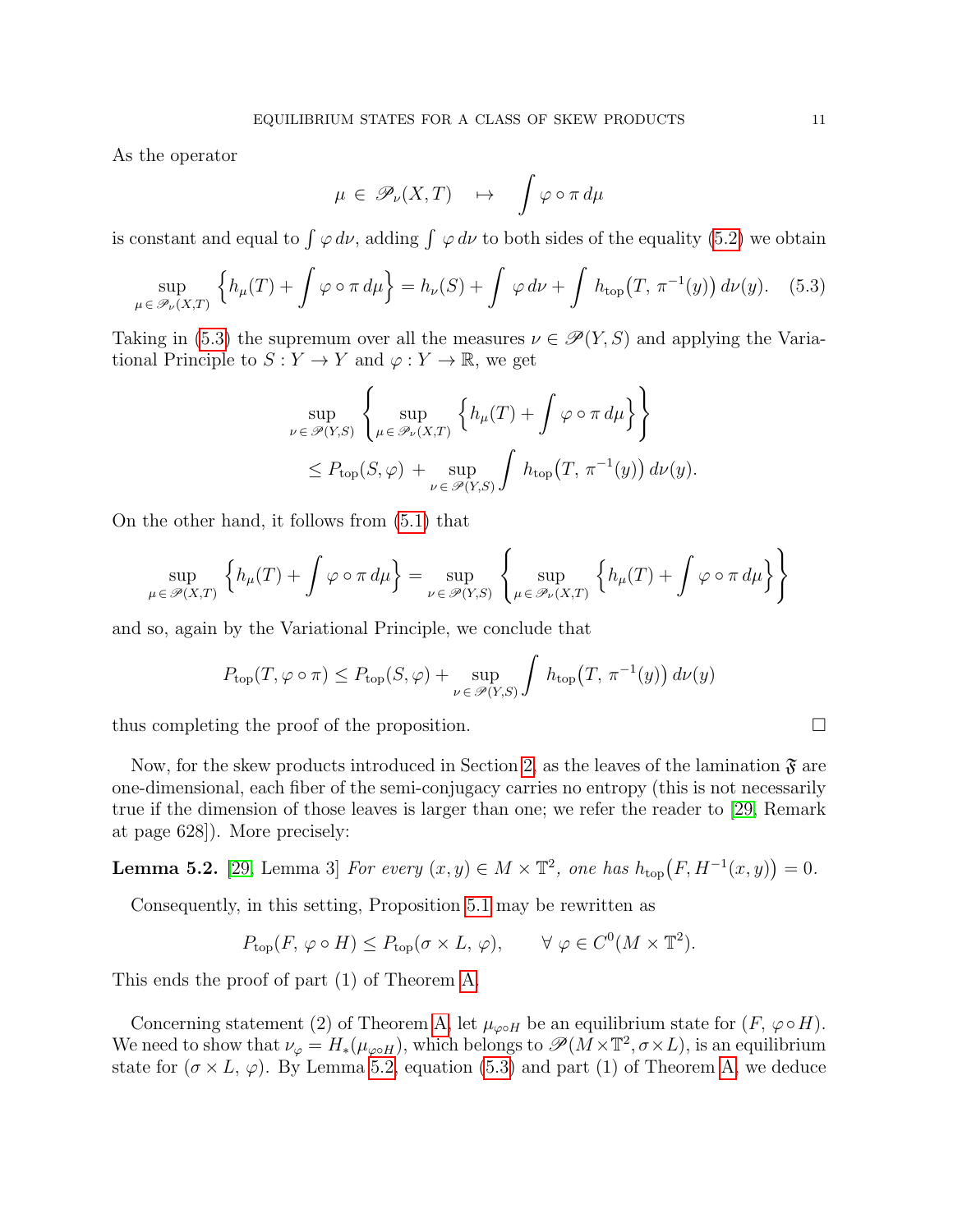As the operator

$$\mu \,\in\, \mathscr{P}_\nu(X,T) \quad \mapsto \quad \int \varphi \circ \pi \, d\mu$$

is constant and equal to $\int \varphi \, d\nu$, adding $\int \varphi \, d\nu$ to both sides of the equality (5.2) we obtain

$$\sup_{\mu \,\in\, \mathscr{P}_\nu(X,T)} \Big\{ h_\mu(T) + \int \varphi \circ \pi \, d\mu \Big\} = h_\nu(S) + \int \varphi \, d\nu + \int h_{\mathrm{top}}\big(T,\, \pi^{-1}(y)\big) \, d\nu(y). \tag{5.3}$$

Taking in (5.3) the supremum over all the measures $\nu \in \mathscr{P}(Y,S)$ and applying the Variational Principle to $S : Y \to Y$ and $\varphi : Y \to \mathbb{R}$, we get

$$\begin{aligned}
&\sup_{\nu \,\in\, \mathscr{P}(Y,S)} \left\{ \sup_{\mu \,\in\, \mathscr{P}_\nu(X,T)} \Big\{ h_\mu(T) + \int \varphi \circ \pi \, d\mu \Big\} \right\} \\
&\qquad \le P_{\mathrm{top}}(S,\varphi) \,+ \sup_{\nu \,\in\, \mathscr{P}(Y,S)} \int h_{\mathrm{top}}\big(T,\, \pi^{-1}(y)\big) \, d\nu(y).
\end{aligned}$$

On the other hand, it follows from (5.1) that

$$\sup_{\mu \,\in\, \mathscr{P}(X,T)} \Big\{ h_\mu(T) + \int \varphi \circ \pi \, d\mu \Big\} = \sup_{\nu \,\in\, \mathscr{P}(Y,S)} \left\{ \sup_{\mu \,\in\, \mathscr{P}_\nu(X,T)} \Big\{ h_\mu(T) + \int \varphi \circ \pi \, d\mu \Big\} \right\}$$

and so, again by the Variational Principle, we conclude that

$$P_{\mathrm{top}}(T, \varphi \circ \pi) \le P_{\mathrm{top}}(S,\varphi) + \sup_{\nu \,\in\, \mathscr{P}(Y,S)} \int h_{\mathrm{top}}\big(T,\, \pi^{-1}(y)\big) \, d\nu(y)$$

thus completing the proof of the proposition. $\square$

Now, for the skew products introduced in Section 2, as the leaves of the lamination $\mathfrak{F}$ are one-dimensional, each fiber of the semi-conjugacy carries no entropy (this is not necessarily true if the dimension of those leaves is larger than one; we refer the reader to [29, Remark at page 628]). More precisely:

**Lemma 5.2.** [29, Lemma 3] *For every $(x, y) \in M \times \mathbb{T}^2$, one has $h_{\mathrm{top}}\big(F, H^{-1}(x, y)\big) = 0$.*

Consequently, in this setting, Proposition 5.1 may be rewritten as

$$P_{\mathrm{top}}(F,\, \varphi \circ H) \le P_{\mathrm{top}}(\sigma \times L,\, \varphi), \qquad \forall\, \varphi \in C^0(M \times \mathbb{T}^2).$$

This ends the proof of part (1) of Theorem A.

Concerning statement (2) of Theorem A, let $\mu_{\varphi \circ H}$ be an equilibrium state for $(F,\, \varphi \circ H)$. We need to show that $\nu_\varphi = H_*(\mu_{\varphi \circ H})$, which belongs to $\mathscr{P}(M \times \mathbb{T}^2, \sigma \times L)$, is an equilibrium state for $(\sigma \times L,\, \varphi)$. By Lemma 5.2, equation (5.3) and part (1) of Theorem A, we deduce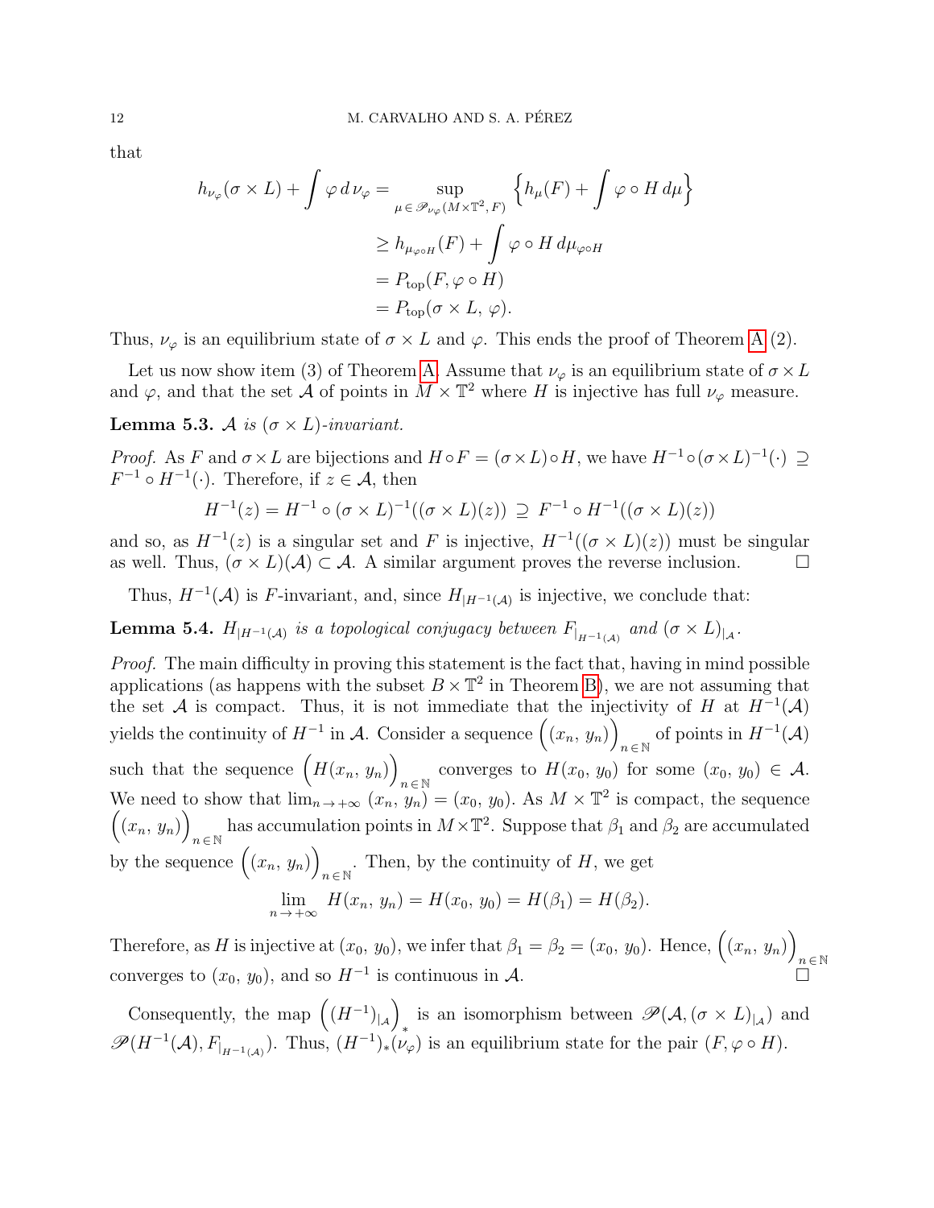that

$$
\begin{aligned}
h_{\nu_\varphi}(\sigma \times L) + \int \varphi \, d\,\nu_\varphi &= \sup_{\mu \,\in\, \mathscr{P}_{\nu_\varphi}(M \times \mathbb{T}^2,\, F)} \left\{ h_\mu(F) + \int \varphi \circ H \, d\mu \right\} \\
&\geq h_{\mu_{\varphi \circ H}}(F) + \int \varphi \circ H \, d\mu_{\varphi \circ H} \\
&= P_{\mathrm{top}}(F, \varphi \circ H) \\
&= P_{\mathrm{top}}(\sigma \times L,\, \varphi).
\end{aligned}
$$

Thus, $\nu_\varphi$ is an equilibrium state of $\sigma \times L$ and $\varphi$. This ends the proof of Theorem A (2).

Let us now show item (3) of Theorem A. Assume that $\nu_\varphi$ is an equilibrium state of $\sigma \times L$ and $\varphi$, and that the set $\mathcal{A}$ of points in $M \times \mathbb{T}^2$ where $H$ is injective has full $\nu_\varphi$ measure.

**Lemma 5.3.** *$\mathcal{A}$ is $(\sigma \times L)$-invariant.*

*Proof.* As $F$ and $\sigma \times L$ are bijections and $H \circ F = (\sigma \times L) \circ H$, we have $H^{-1} \circ (\sigma \times L)^{-1}(\cdot) \supseteq F^{-1} \circ H^{-1}(\cdot)$. Therefore, if $z \in \mathcal{A}$, then

$$
H^{-1}(z) = H^{-1} \circ (\sigma \times L)^{-1}((\sigma \times L)(z)) \supseteq F^{-1} \circ H^{-1}((\sigma \times L)(z))
$$

and so, as $H^{-1}(z)$ is a singular set and $F$ is injective, $H^{-1}((\sigma \times L)(z))$ must be singular as well. Thus, $(\sigma \times L)(\mathcal{A}) \subset \mathcal{A}$. A similar argument proves the reverse inclusion. $\square$

Thus, $H^{-1}(\mathcal{A})$ is $F$-invariant, and, since $H_{|H^{-1}(\mathcal{A})}$ is injective, we conclude that:

**Lemma 5.4.** *$H_{|H^{-1}(\mathcal{A})}$ is a topological conjugacy between $F_{|_{H^{-1}(\mathcal{A})}}$ and $(\sigma \times L)_{|\mathcal{A}}$.*

*Proof.* The main difficulty in proving this statement is the fact that, having in mind possible applications (as happens with the subset $B \times \mathbb{T}^2$ in Theorem B), we are not assuming that the set $\mathcal{A}$ is compact. Thus, it is not immediate that the injectivity of $H$ at $H^{-1}(\mathcal{A})$ yields the continuity of $H^{-1}$ in $\mathcal{A}$. Consider a sequence $\Big((x_n,\, y_n)\Big)_{n \,\in\, \mathbb{N}}$ of points in $H^{-1}(\mathcal{A})$ such that the sequence $\Big(H(x_n,\, y_n)\Big)_{n \,\in\, \mathbb{N}}$ converges to $H(x_0,\, y_0)$ for some $(x_0,\, y_0) \in \mathcal{A}$. We need to show that $\lim_{n \to +\infty} \, (x_n,\, y_n) = (x_0,\, y_0)$. As $M \times \mathbb{T}^2$ is compact, the sequence $\Big((x_n,\, y_n)\Big)_{n \,\in\, \mathbb{N}}$ has accumulation points in $M \times \mathbb{T}^2$. Suppose that $\beta_1$ and $\beta_2$ are accumulated by the sequence $\Big((x_n,\, y_n)\Big)_{n \,\in\, \mathbb{N}}$. Then, by the continuity of $H$, we get

$$
\lim_{n \to +\infty} \, H(x_n,\, y_n) = H(x_0,\, y_0) = H(\beta_1) = H(\beta_2).
$$

Therefore, as $H$ is injective at $(x_0,\, y_0)$, we infer that $\beta_1 = \beta_2 = (x_0,\, y_0)$. Hence, $\Big((x_n,\, y_n)\Big)_{n \,\in\, \mathbb{N}}$ converges to $(x_0,\, y_0)$, and so $H^{-1}$ is continuous in $\mathcal{A}$. $\square$

Consequently, the map $\Big((H^{-1})_{|\mathcal{A}}\Big)_*$ is an isomorphism between $\mathscr{P}(\mathcal{A}, (\sigma \times L)_{|\mathcal{A}})$ and $\mathscr{P}(H^{-1}(\mathcal{A}), F_{|_{H^{-1}(\mathcal{A})}})$. Thus, $(H^{-1})_*(\nu_\varphi)$ is an equilibrium state for the pair $(F, \varphi \circ H)$.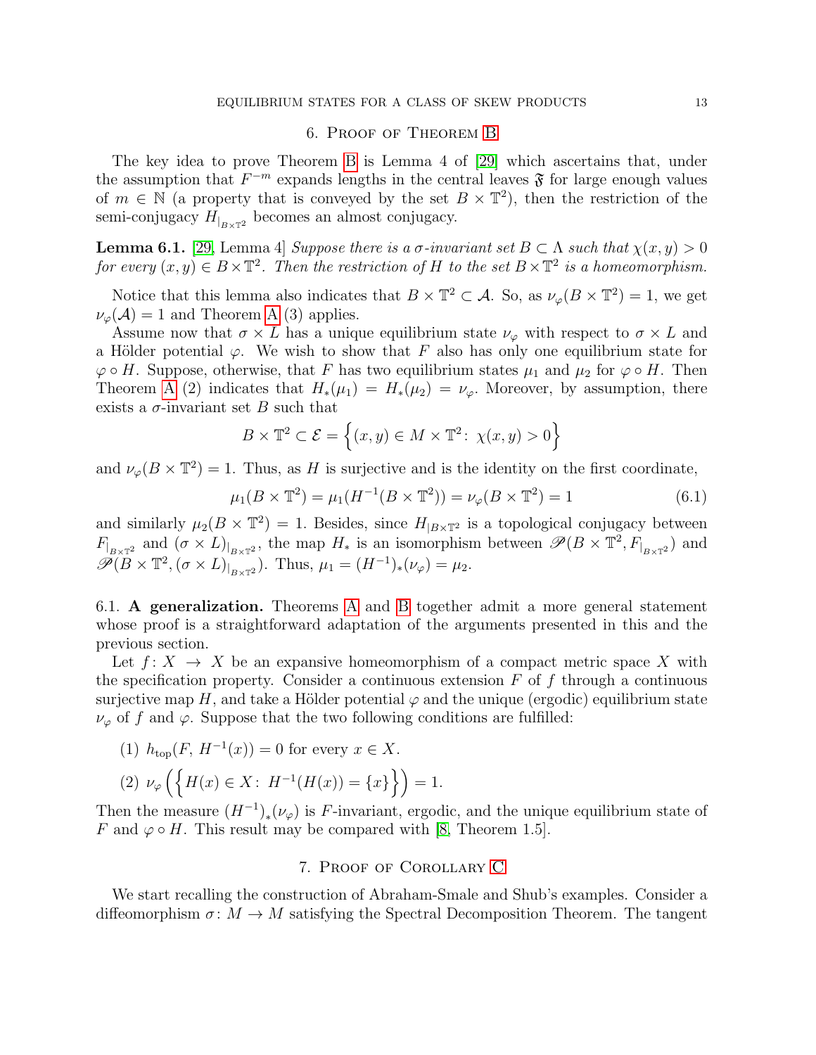## 6. Proof of Theorem B

The key idea to prove Theorem B is Lemma 4 of [29] which ascertains that, under the assumption that $F^{-m}$ expands lengths in the central leaves $\mathfrak{F}$ for large enough values of $m \in \mathbb{N}$ (a property that is conveyed by the set $B \times \mathbb{T}^2$), then the restriction of the semi-conjugacy $H_{|_{B\times\mathbb{T}^2}}$ becomes an almost conjugacy.

**Lemma 6.1.** [29, Lemma 4] *Suppose there is a $\sigma$-invariant set $B \subset \Lambda$ such that $\chi(x,y) > 0$ for every $(x,y) \in B \times \mathbb{T}^2$. Then the restriction of $H$ to the set $B \times \mathbb{T}^2$ is a homeomorphism.*

Notice that this lemma also indicates that $B \times \mathbb{T}^2 \subset \mathcal{A}$. So, as $\nu_\varphi(B \times \mathbb{T}^2) = 1$, we get $\nu_\varphi(\mathcal{A}) = 1$ and Theorem A (3) applies.

Assume now that $\sigma \times L$ has a unique equilibrium state $\nu_\varphi$ with respect to $\sigma \times L$ and a Hölder potential $\varphi$. We wish to show that $F$ also has only one equilibrium state for $\varphi \circ H$. Suppose, otherwise, that $F$ has two equilibrium states $\mu_1$ and $\mu_2$ for $\varphi \circ H$. Then Theorem A (2) indicates that $H_*(\mu_1) = H_*(\mu_2) = \nu_\varphi$. Moreover, by assumption, there exists a $\sigma$-invariant set $B$ such that

$$B \times \mathbb{T}^2 \subset \mathcal{E} = \Big\{(x,y) \in M \times \mathbb{T}^2 \colon\ \chi(x,y) > 0\Big\}$$

and $\nu_\varphi(B \times \mathbb{T}^2) = 1$. Thus, as $H$ is surjective and is the identity on the first coordinate,

$$\mu_1(B \times \mathbb{T}^2) = \mu_1(H^{-1}(B \times \mathbb{T}^2)) = \nu_\varphi(B \times \mathbb{T}^2) = 1 \tag{6.1}$$

and similarly $\mu_2(B \times \mathbb{T}^2) = 1$. Besides, since $H_{|B\times\mathbb{T}^2}$ is a topological conjugacy between $F_{|_{B\times\mathbb{T}^2}}$ and $(\sigma \times L)_{|_{B\times\mathbb{T}^2}}$, the map $H_*$ is an isomorphism between $\mathscr{P}(B \times \mathbb{T}^2, F_{|_{B\times\mathbb{T}^2}})$ and $\mathscr{P}(B \times \mathbb{T}^2, (\sigma \times L)_{|_{B\times\mathbb{T}^2}})$. Thus, $\mu_1 = (H^{-1})_*(\nu_\varphi) = \mu_2$.

### 6.1. A generalization.

Theorems A and B together admit a more general statement whose proof is a straightforward adaptation of the arguments presented in this and the previous section.

Let $f \colon X \to X$ be an expansive homeomorphism of a compact metric space $X$ with the specification property. Consider a continuous extension $F$ of $f$ through a continuous surjective map $H$, and take a Hölder potential $\varphi$ and the unique (ergodic) equilibrium state $\nu_\varphi$ of $f$ and $\varphi$. Suppose that the two following conditions are fulfilled:

(1) $h_{\mathrm{top}}(F,\, H^{-1}(x)) = 0$ for every $x \in X$.

(2) $\nu_\varphi\Big(\Big\{H(x) \in X \colon\ H^{-1}(H(x)) = \{x\}\Big\}\Big) = 1.$

Then the measure $(H^{-1})_*(\nu_\varphi)$ is $F$-invariant, ergodic, and the unique equilibrium state of $F$ and $\varphi \circ H$. This result may be compared with [8, Theorem 1.5].

## 7. Proof of Corollary C

We start recalling the construction of Abraham-Smale and Shub's examples. Consider a diffeomorphism $\sigma \colon M \to M$ satisfying the Spectral Decomposition Theorem. The tangent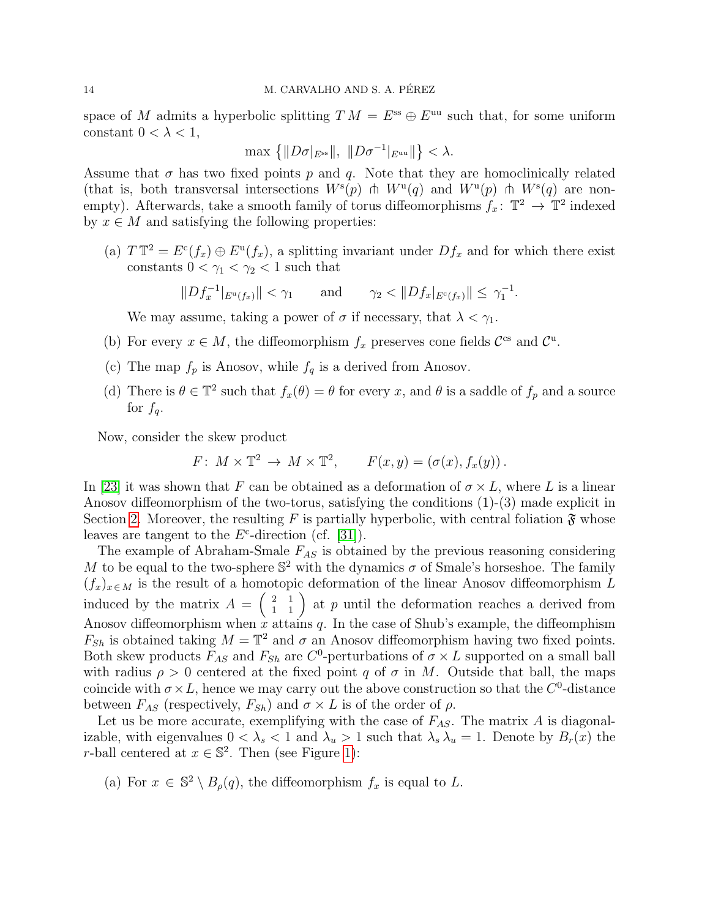space of $M$ admits a hyperbolic splitting $TM = E^{\mathrm{ss}} \oplus E^{\mathrm{uu}}$ such that, for some uniform constant $0 < \lambda < 1$,

$$\max\left\{\|D\sigma|_{E^{\mathrm{ss}}}\|,\ \|D\sigma^{-1}|_{E^{\mathrm{uu}}}\|\right\} < \lambda.$$

Assume that $\sigma$ has two fixed points $p$ and $q$. Note that they are homoclinically related (that is, both transversal intersections $W^{\mathrm{s}}(p) \pitchfork W^{\mathrm{u}}(q)$ and $W^{\mathrm{u}}(p) \pitchfork W^{\mathrm{s}}(q)$ are non-empty). Afterwards, take a smooth family of torus diffeomorphisms $f_x \colon \mathbb{T}^2 \to \mathbb{T}^2$ indexed by $x \in M$ and satisfying the following properties:

(a) $T\,\mathbb{T}^2 = E^{\mathrm{c}}(f_x) \oplus E^{\mathrm{u}}(f_x)$, a splitting invariant under $Df_x$ and for which there exist constants $0 < \gamma_1 < \gamma_2 < 1$ such that

$$\|Df_x^{-1}|_{E^{\mathrm{u}}(f_x)}\| < \gamma_1 \qquad \text{and} \qquad \gamma_2 < \|Df_x|_{E^{\mathrm{c}}(f_x)}\| \leq \gamma_1^{-1}.$$

We may assume, taking a power of $\sigma$ if necessary, that $\lambda < \gamma_1$.

(b) For every $x \in M$, the diffeomorphism $f_x$ preserves cone fields $\mathcal{C}^{\mathrm{cs}}$ and $\mathcal{C}^{\mathrm{u}}$.

(c) The map $f_p$ is Anosov, while $f_q$ is a derived from Anosov.

(d) There is $\theta \in \mathbb{T}^2$ such that $f_x(\theta) = \theta$ for every $x$, and $\theta$ is a saddle of $f_p$ and a source for $f_q$.

Now, consider the skew product

$$F\colon\, M \times \mathbb{T}^2 \,\to\, M \times \mathbb{T}^2, \qquad F(x,y) = (\sigma(x), f_x(y))\,.$$

In [23] it was shown that $F$ can be obtained as a deformation of $\sigma \times L$, where $L$ is a linear Anosov diffeomorphism of the two-torus, satisfying the conditions (1)-(3) made explicit in Section 2. Moreover, the resulting $F$ is partially hyperbolic, with central foliation $\mathfrak{F}$ whose leaves are tangent to the $E^{\mathrm{c}}$-direction (cf. [31]).

The example of Abraham-Smale $F_{AS}$ is obtained by the previous reasoning considering $M$ to be equal to the two-sphere $\mathbb{S}^2$ with the dynamics $\sigma$ of Smale's horseshoe. The family $(f_x)_{x\in M}$ is the result of a homotopic deformation of the linear Anosov diffeomorphism $L$ induced by the matrix $A = \left(\begin{smallmatrix} 2 & 1 \\ 1 & 1 \end{smallmatrix}\right)$ at $p$ until the deformation reaches a derived from Anosov diffeomorphism when $x$ attains $q$. In the case of Shub's example, the diffeomphism $F_{Sh}$ is obtained taking $M = \mathbb{T}^2$ and $\sigma$ an Anosov diffeomorphism having two fixed points. Both skew products $F_{AS}$ and $F_{Sh}$ are $C^0$-perturbations of $\sigma \times L$ supported on a small ball with radius $\rho > 0$ centered at the fixed point $q$ of $\sigma$ in $M$. Outside that ball, the maps coincide with $\sigma \times L$, hence we may carry out the above construction so that the $C^0$-distance between $F_{AS}$ (respectively, $F_{Sh}$) and $\sigma \times L$ is of the order of $\rho$.

Let us be more accurate, exemplifying with the case of $F_{AS}$. The matrix $A$ is diagonalizable, with eigenvalues $0 < \lambda_s < 1$ and $\lambda_u > 1$ such that $\lambda_s\,\lambda_u = 1$. Denote by $B_r(x)$ the $r$-ball centered at $x \in \mathbb{S}^2$. Then (see Figure 1):

(a) For $x \in \mathbb{S}^2 \setminus B_\rho(q)$, the diffeomorphism $f_x$ is equal to $L$.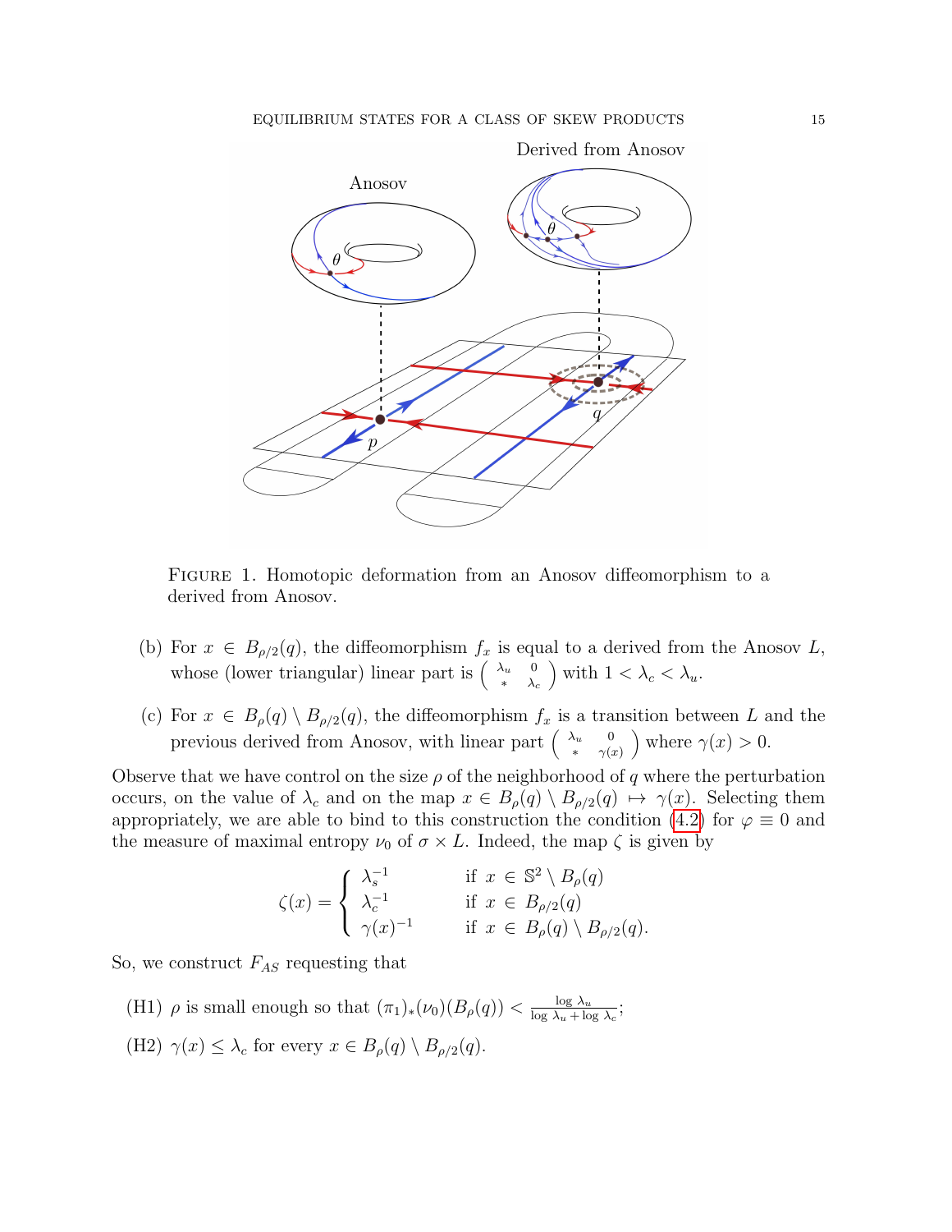FIGURE 1. Homotopic deformation from an Anosov diffeomorphism to a derived from Anosov.

(b) For $x \in B_{\rho/2}(q)$, the diffeomorphism $f_x$ is equal to a derived from the Anosov $L$, whose (lower triangular) linear part is $\left(\begin{smallmatrix} \lambda_u & 0 \\ * & \lambda_c \end{smallmatrix}\right)$ with $1 < \lambda_c < \lambda_u$.

(c) For $x \in B_\rho(q) \setminus B_{\rho/2}(q)$, the diffeomorphism $f_x$ is a transition between $L$ and the previous derived from Anosov, with linear part $\left(\begin{smallmatrix} \lambda_u & 0 \\ * & \gamma(x) \end{smallmatrix}\right)$ where $\gamma(x) > 0$.

Observe that we have control on the size $\rho$ of the neighborhood of $q$ where the perturbation occurs, on the value of $\lambda_c$ and on the map $x \in B_\rho(q) \setminus B_{\rho/2}(q) \mapsto \gamma(x)$. Selecting them appropriately, we are able to bind to this construction the condition (4.2) for $\varphi \equiv 0$ and the measure of maximal entropy $\nu_0$ of $\sigma \times L$. Indeed, the map $\zeta$ is given by

$$\zeta(x) = \begin{cases} \lambda_s^{-1} & \text{if } x \in \mathbb{S}^2 \setminus B_\rho(q) \\ \lambda_c^{-1} & \text{if } x \in B_{\rho/2}(q) \\ \gamma(x)^{-1} & \text{if } x \in B_\rho(q) \setminus B_{\rho/2}(q). \end{cases}$$

So, we construct $F_{AS}$ requesting that

(H1) $\rho$ is small enough so that $(\pi_1)_*(\nu_0)(B_\rho(q)) < \frac{\log \lambda_u}{\log \lambda_u + \log \lambda_c}$;

(H2) $\gamma(x) \leq \lambda_c$ for every $x \in B_\rho(q) \setminus B_{\rho/2}(q)$.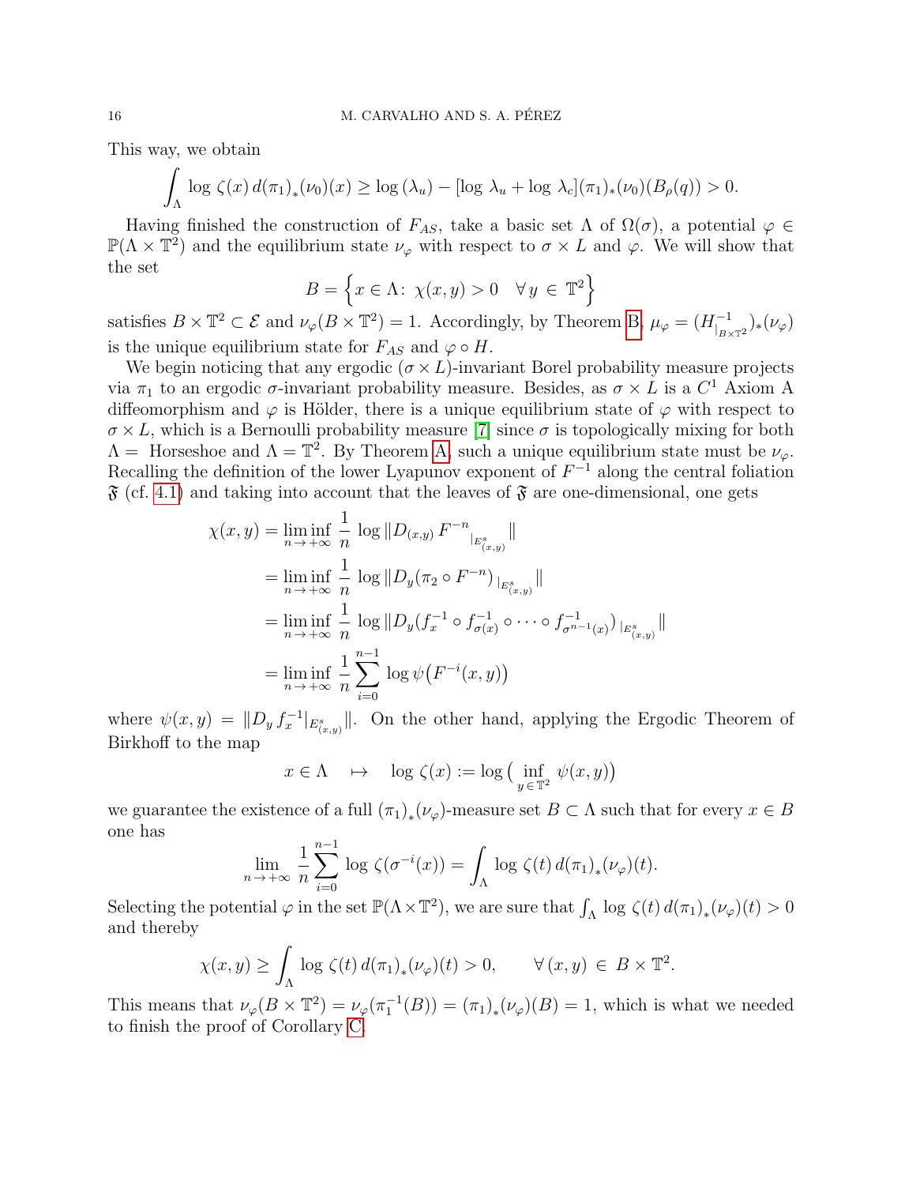This way, we obtain

$$\int_\Lambda \log\, \zeta(x)\, d(\pi_1)_*(\nu_0)(x) \geq \log\,(\lambda_u) - [\log\, \lambda_u + \log\, \lambda_c](\pi_1)_*(\nu_0)(B_\rho(q)) > 0.$$

Having finished the construction of $F_{AS}$, take a basic set $\Lambda$ of $\Omega(\sigma)$, a potential $\varphi \in \mathbb{P}(\Lambda \times \mathbb{T}^2)$ and the equilibrium state $\nu_\varphi$ with respect to $\sigma \times L$ and $\varphi$. We will show that the set

$$B = \Big\{x \in \Lambda:\ \chi(x,y) > 0 \quad \forall\, y\, \in\, \mathbb{T}^2\Big\}$$

satisfies $B \times \mathbb{T}^2 \subset \mathcal{E}$ and $\nu_\varphi(B \times \mathbb{T}^2) = 1$. Accordingly, by Theorem B, $\mu_\varphi = (H^{-1}_{|_{B\times\mathbb{T}^2}})_*(\nu_\varphi)$ is the unique equilibrium state for $F_{AS}$ and $\varphi \circ H$.

We begin noticing that any ergodic $(\sigma \times L)$-invariant Borel probability measure projects via $\pi_1$ to an ergodic $\sigma$-invariant probability measure. Besides, as $\sigma \times L$ is a $C^1$ Axiom A diffeomorphism and $\varphi$ is Hölder, there is a unique equilibrium state of $\varphi$ with respect to $\sigma \times L$, which is a Bernoulli probability measure [7] since $\sigma$ is topologically mixing for both $\Lambda =$ Horseshoe and $\Lambda = \mathbb{T}^2$. By Theorem A, such a unique equilibrium state must be $\nu_\varphi$. Recalling the definition of the lower Lyapunov exponent of $F^{-1}$ along the central foliation $\mathfrak{F}$ (cf. 4.1) and taking into account that the leaves of $\mathfrak{F}$ are one-dimensional, one gets

$$\begin{aligned}
\chi(x,y) &= \liminf_{n \to +\infty}\, \frac{1}{n}\, \log \|D_{(x,y)}\, F^{-n}{}_{|_{E^s_{(x,y)}}}\| \\
&= \liminf_{n \to +\infty}\, \frac{1}{n}\, \log \|D_y(\pi_2 \circ F^{-n})_{\,|_{E^s_{(x,y)}}}\| \\
&= \liminf_{n \to +\infty}\, \frac{1}{n}\, \log \|D_y\big(f_x^{-1} \circ f^{-1}_{\sigma(x)} \circ \cdots \circ f^{-1}_{\sigma^{n-1}(x)}\big)_{\,|_{E^s_{(x,y)}}}\| \\
&= \liminf_{n \to +\infty}\, \frac{1}{n} \sum_{i=0}^{n-1}\, \log \psi\big(F^{-i}(x,y)\big)
\end{aligned}$$

where $\psi(x,y) = \|D_y\, f_x^{-1}|_{E^s_{(x,y)}}\|$. On the other hand, applying the Ergodic Theorem of Birkhoff to the map

$$x \in \Lambda \quad \mapsto \quad \log\, \zeta(x) := \log\big(\inf_{y\,\in\,\mathbb{T}^2}\, \psi(x,y)\big)$$

we guarantee the existence of a full $(\pi_1)_*(\nu_\varphi)$-measure set $B \subset \Lambda$ such that for every $x \in B$ one has

$$\lim_{n \to +\infty}\, \frac{1}{n} \sum_{i=0}^{n-1}\, \log\, \zeta(\sigma^{-i}(x)) = \int_\Lambda \log\, \zeta(t)\, d(\pi_1)_*(\nu_\varphi)(t).$$

Selecting the potential $\varphi$ in the set $\mathbb{P}(\Lambda \times \mathbb{T}^2)$, we are sure that $\int_\Lambda \log\, \zeta(t)\, d(\pi_1)_*(\nu_\varphi)(t) > 0$ and thereby

$$\chi(x,y) \geq \int_\Lambda \log\, \zeta(t)\, d(\pi_1)_*(\nu_\varphi)(t) > 0, \qquad \forall\, (x,y)\, \in\, B \times \mathbb{T}^2.$$

This means that $\nu_\varphi(B \times \mathbb{T}^2) = \nu_\varphi(\pi_1^{-1}(B)) = (\pi_1)_*(\nu_\varphi)(B) = 1$, which is what we needed to finish the proof of Corollary C.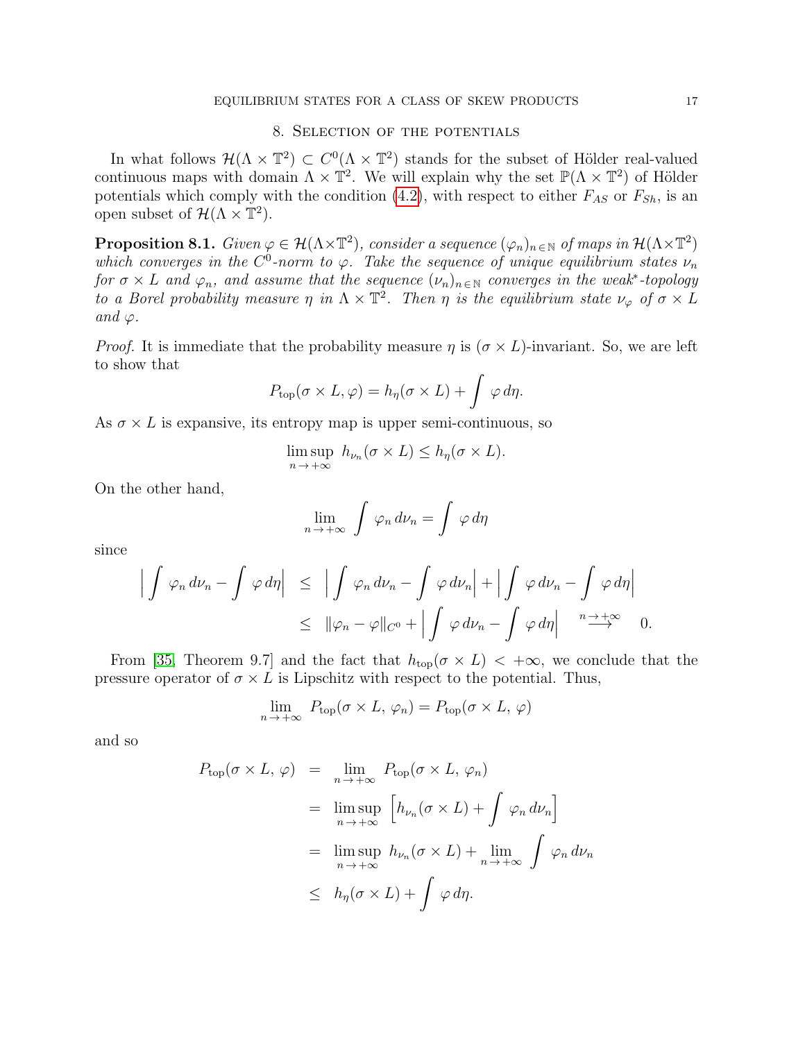## 8. Selection of the potentials

In what follows $\mathcal{H}(\Lambda \times \mathbb{T}^2) \subset C^0(\Lambda \times \mathbb{T}^2)$ stands for the subset of Hölder real-valued continuous maps with domain $\Lambda \times \mathbb{T}^2$. We will explain why the set $\mathbb{P}(\Lambda \times \mathbb{T}^2)$ of Hölder potentials which comply with the condition (4.2), with respect to either $F_{AS}$ or $F_{Sh}$, is an open subset of $\mathcal{H}(\Lambda \times \mathbb{T}^2)$.

**Proposition 8.1.** *Given $\varphi \in \mathcal{H}(\Lambda\times\mathbb{T}^2)$, consider a sequence $(\varphi_n)_{n\in\mathbb{N}}$ of maps in $\mathcal{H}(\Lambda\times\mathbb{T}^2)$ which converges in the $C^0$-norm to $\varphi$. Take the sequence of unique equilibrium states $\nu_n$ for $\sigma \times L$ and $\varphi_n$, and assume that the sequence $(\nu_n)_{n\in\mathbb{N}}$ converges in the weak\*-topology to a Borel probability measure $\eta$ in $\Lambda \times \mathbb{T}^2$. Then $\eta$ is the equilibrium state $\nu_\varphi$ of $\sigma \times L$ and $\varphi$.*

*Proof.* It is immediate that the probability measure $\eta$ is $(\sigma \times L)$-invariant. So, we are left to show that

$$P_{\mathrm{top}}(\sigma \times L, \varphi) = h_\eta(\sigma \times L) + \int \varphi \, d\eta.$$

As $\sigma \times L$ is expansive, its entropy map is upper semi-continuous, so

$$\limsup_{n\to+\infty} \; h_{\nu_n}(\sigma \times L) \leq h_\eta(\sigma \times L).$$

On the other hand,

$$\lim_{n\to+\infty} \int \varphi_n \, d\nu_n = \int \varphi \, d\eta$$

since

$$\begin{aligned}
\Big| \int \varphi_n \, d\nu_n - \int \varphi \, d\eta \Big| &\leq \Big| \int \varphi_n \, d\nu_n - \int \varphi \, d\nu_n \Big| + \Big| \int \varphi \, d\nu_n - \int \varphi \, d\eta \Big| \\
&\leq \|\varphi_n - \varphi\|_{C^0} + \Big| \int \varphi \, d\nu_n - \int \varphi \, d\eta \Big| \quad \overset{n\to+\infty}{\longrightarrow} \quad 0.
\end{aligned}$$

From [35, Theorem 9.7] and the fact that $h_{\mathrm{top}}(\sigma \times L) < +\infty$, we conclude that the pressure operator of $\sigma \times L$ is Lipschitz with respect to the potential. Thus,

$$\lim_{n\to+\infty} \; P_{\mathrm{top}}(\sigma \times L, \, \varphi_n) = P_{\mathrm{top}}(\sigma \times L, \, \varphi)$$

and so

$$\begin{aligned}
P_{\mathrm{top}}(\sigma \times L, \, \varphi) &= \lim_{n\to+\infty} \; P_{\mathrm{top}}(\sigma \times L, \, \varphi_n) \\
&= \limsup_{n\to+\infty} \; \Big[ h_{\nu_n}(\sigma \times L) + \int \varphi_n \, d\nu_n \Big] \\
&= \limsup_{n\to+\infty} \; h_{\nu_n}(\sigma \times L) + \lim_{n\to+\infty} \int \varphi_n \, d\nu_n \\
&\leq h_\eta(\sigma \times L) + \int \varphi \, d\eta.
\end{aligned}$$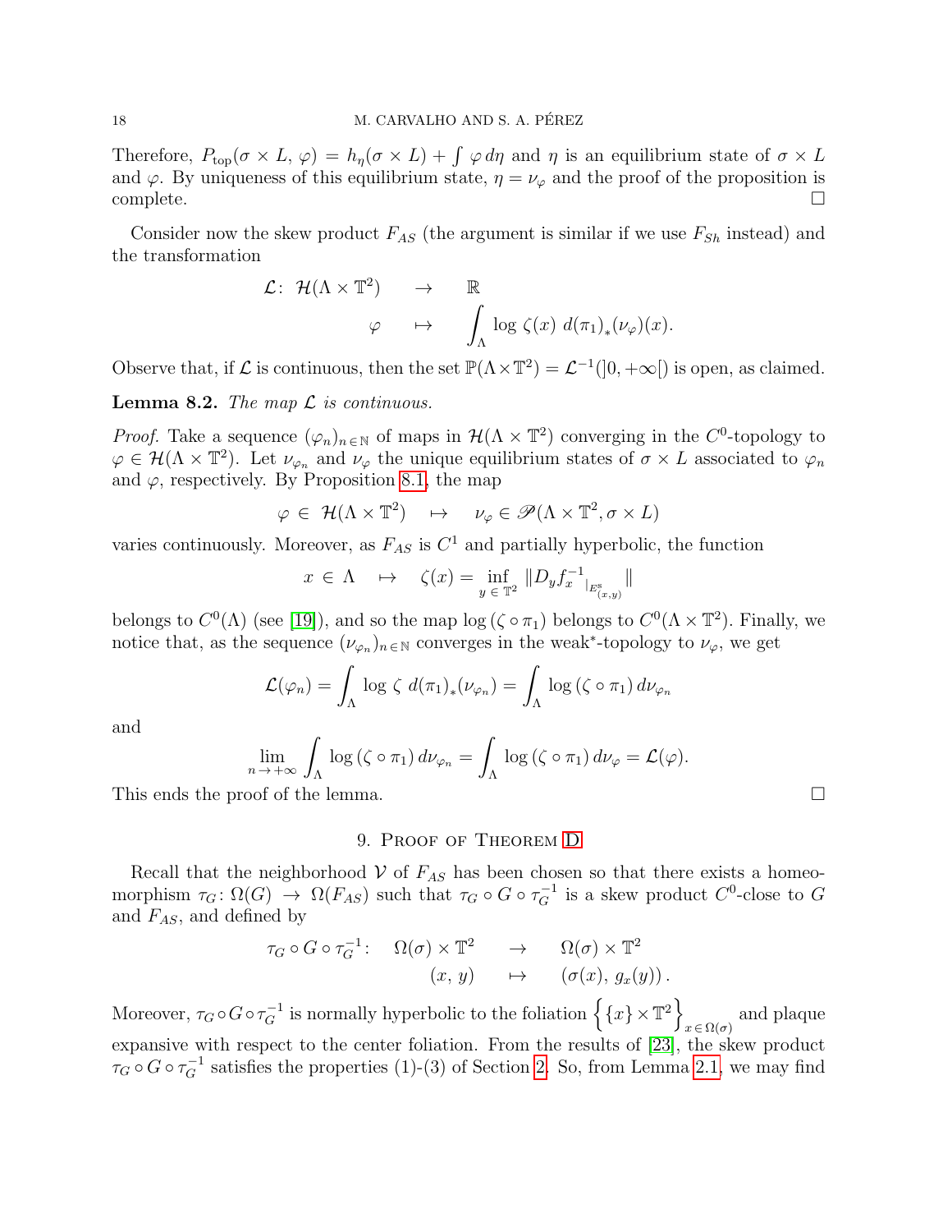Therefore, $P_{\text{top}}(\sigma \times L,\, \varphi) = h_\eta(\sigma \times L) + \int \varphi\, d\eta$ and $\eta$ is an equilibrium state of $\sigma \times L$ and $\varphi$. By uniqueness of this equilibrium state, $\eta = \nu_\varphi$ and the proof of the proposition is complete. □

Consider now the skew product $F_{AS}$ (the argument is similar if we use $F_{Sh}$ instead) and the transformation

$$\begin{array}{rccc} \mathcal{L}\colon & \mathcal{H}(\Lambda \times \mathbb{T}^2) & \to & \mathbb{R} \\ & \varphi & \mapsto & \displaystyle\int_\Lambda \log\, \zeta(x)\; d(\pi_1)_*(\nu_\varphi)(x). \end{array}$$

Observe that, if $\mathcal{L}$ is continuous, then the set $\mathbb{P}(\Lambda \times \mathbb{T}^2) = \mathcal{L}^{-1}(]0, +\infty[)$ is open, as claimed.

**Lemma 8.2.** *The map $\mathcal{L}$ is continuous.*

*Proof.* Take a sequence $(\varphi_n)_{n\in\mathbb{N}}$ of maps in $\mathcal{H}(\Lambda \times \mathbb{T}^2)$ converging in the $C^0$-topology to $\varphi \in \mathcal{H}(\Lambda \times \mathbb{T}^2)$. Let $\nu_{\varphi_n}$ and $\nu_\varphi$ the unique equilibrium states of $\sigma \times L$ associated to $\varphi_n$ and $\varphi$, respectively. By Proposition 8.1, the map

$$\varphi \in \mathcal{H}(\Lambda \times \mathbb{T}^2) \quad \mapsto \quad \nu_\varphi \in \mathscr{P}(\Lambda \times \mathbb{T}^2, \sigma \times L)$$

varies continuously. Moreover, as $F_{AS}$ is $C^1$ and partially hyperbolic, the function

$$x \in \Lambda \quad \mapsto \quad \zeta(x) = \inf_{y\,\in\,\mathbb{T}^2} \|D_y f_x^{-1}{}_{|_{E^s_{(x,y)}}}\|$$

belongs to $C^0(\Lambda)$ (see [19]), and so the map $\log\,(\zeta \circ \pi_1)$ belongs to $C^0(\Lambda \times \mathbb{T}^2)$. Finally, we notice that, as the sequence $(\nu_{\varphi_n})_{n\in\mathbb{N}}$ converges in the weak$^*$-topology to $\nu_\varphi$, we get

$$\mathcal{L}(\varphi_n) = \int_\Lambda \log\, \zeta\; d(\pi_1)_*(\nu_{\varphi_n}) = \int_\Lambda \log\,(\zeta \circ \pi_1)\, d\nu_{\varphi_n}$$

and

$$\lim_{n\to+\infty} \int_\Lambda \log\,(\zeta \circ \pi_1)\, d\nu_{\varphi_n} = \int_\Lambda \log\,(\zeta \circ \pi_1)\, d\nu_\varphi = \mathcal{L}(\varphi).$$

This ends the proof of the lemma. □

## 9. Proof of Theorem D

Recall that the neighborhood $\mathcal{V}$ of $F_{AS}$ has been chosen so that there exists a homeomorphism $\tau_G\colon \Omega(G) \to \Omega(F_{AS})$ such that $\tau_G \circ G \circ \tau_G^{-1}$ is a skew product $C^0$-close to $G$ and $F_{AS}$, and defined by

$$\begin{array}{rccc} \tau_G \circ G \circ \tau_G^{-1}\colon & \Omega(\sigma) \times \mathbb{T}^2 & \to & \Omega(\sigma) \times \mathbb{T}^2 \\ & (x,\, y) & \mapsto & (\sigma(x),\, g_x(y))\,. \end{array}$$

Moreover, $\tau_G \circ G \circ \tau_G^{-1}$ is normally hyperbolic to the foliation $\Big\{\{x\} \times \mathbb{T}^2\Big\}_{x\,\in\,\Omega(\sigma)}$ and plaque expansive with respect to the center foliation. From the results of [23], the skew product $\tau_G \circ G \circ \tau_G^{-1}$ satisfies the properties (1)-(3) of Section 2. So, from Lemma 2.1, we may find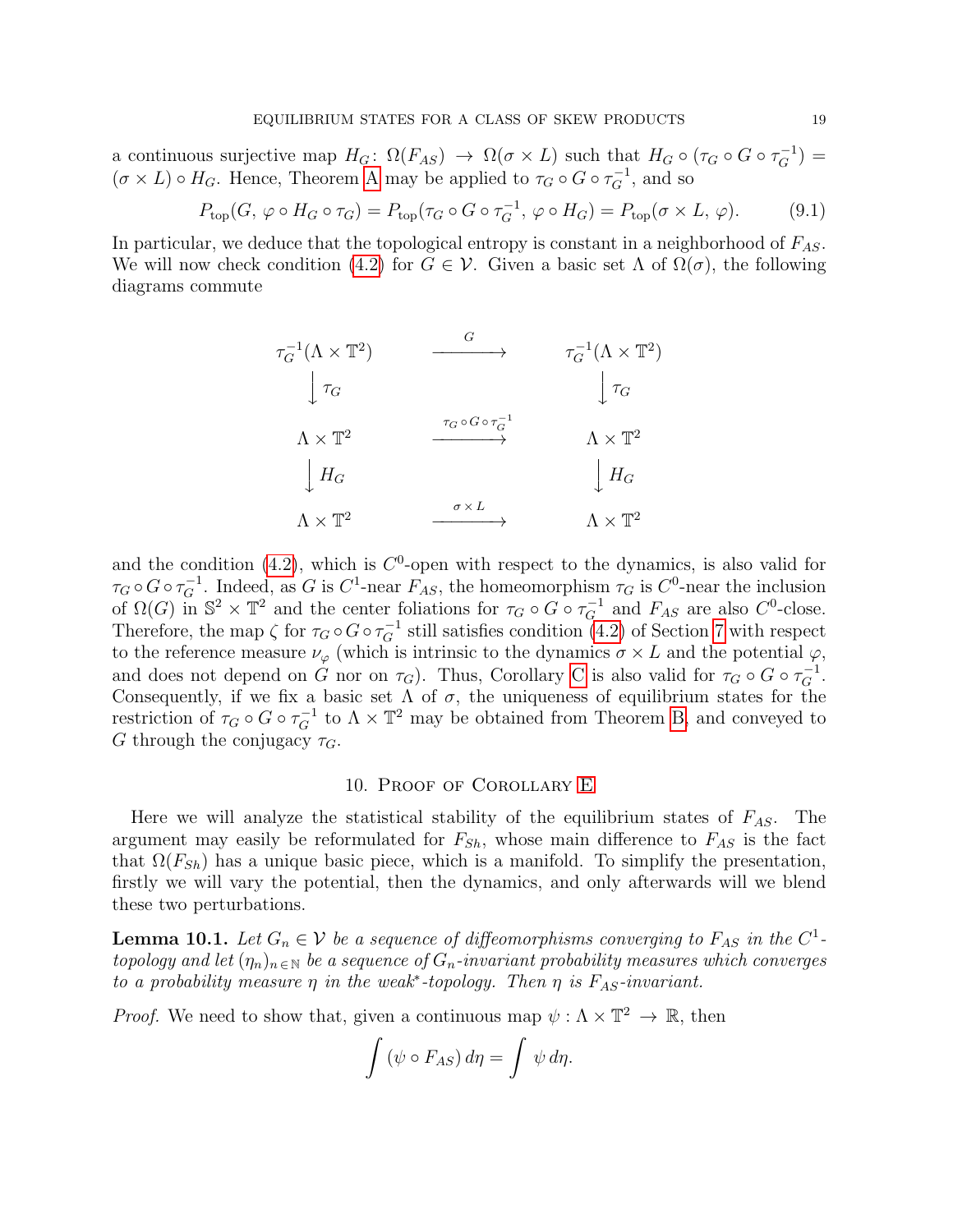a continuous surjective map $H_G\colon \Omega(F_{AS}) \to \Omega(\sigma \times L)$ such that $H_G \circ (\tau_G \circ G \circ \tau_G^{-1}) = (\sigma \times L) \circ H_G$. Hence, Theorem A may be applied to $\tau_G \circ G \circ \tau_G^{-1}$, and so

$$P_{\text{top}}(G,\, \varphi \circ H_G \circ \tau_G) = P_{\text{top}}(\tau_G \circ G \circ \tau_G^{-1},\, \varphi \circ H_G) = P_{\text{top}}(\sigma \times L,\, \varphi). \tag{9.1}$$

In particular, we deduce that the topological entropy is constant in a neighborhood of $F_{AS}$. We will now check condition (4.2) for $G \in \mathcal{V}$. Given a basic set $\Lambda$ of $\Omega(\sigma)$, the following diagrams commute

$$\begin{array}{ccc}
\tau_G^{-1}(\Lambda \times \mathbb{T}^2) & \xrightarrow{\quad G \quad} & \tau_G^{-1}(\Lambda \times \mathbb{T}^2) \\
\Big\downarrow \tau_G & & \Big\downarrow \tau_G \\
\Lambda \times \mathbb{T}^2 & \xrightarrow{\tau_G \circ G \circ \tau_G^{-1}} & \Lambda \times \mathbb{T}^2 \\
\Big\downarrow H_G & & \Big\downarrow H_G \\
\Lambda \times \mathbb{T}^2 & \xrightarrow{\quad \sigma \times L \quad} & \Lambda \times \mathbb{T}^2
\end{array}$$

and the condition (4.2), which is $C^0$-open with respect to the dynamics, is also valid for $\tau_G \circ G \circ \tau_G^{-1}$. Indeed, as $G$ is $C^1$-near $F_{AS}$, the homeomorphism $\tau_G$ is $C^0$-near the inclusion of $\Omega(G)$ in $\mathbb{S}^2 \times \mathbb{T}^2$ and the center foliations for $\tau_G \circ G \circ \tau_G^{-1}$ and $F_{AS}$ are also $C^0$-close. Therefore, the map $\zeta$ for $\tau_G \circ G \circ \tau_G^{-1}$ still satisfies condition (4.2) of Section 7 with respect to the reference measure $\nu_\varphi$ (which is intrinsic to the dynamics $\sigma \times L$ and the potential $\varphi$, and does not depend on $G$ nor on $\tau_G$). Thus, Corollary C is also valid for $\tau_G \circ G \circ \tau_G^{-1}$. Consequently, if we fix a basic set $\Lambda$ of $\sigma$, the uniqueness of equilibrium states for the restriction of $\tau_G \circ G \circ \tau_G^{-1}$ to $\Lambda \times \mathbb{T}^2$ may be obtained from Theorem B, and conveyed to $G$ through the conjugacy $\tau_G$.

## 10. Proof of Corollary E

Here we will analyze the statistical stability of the equilibrium states of $F_{AS}$. The argument may easily be reformulated for $F_{Sh}$, whose main difference to $F_{AS}$ is the fact that $\Omega(F_{Sh})$ has a unique basic piece, which is a manifold. To simplify the presentation, firstly we will vary the potential, then the dynamics, and only afterwards will we blend these two perturbations.

**Lemma 10.1.** *Let $G_n \in \mathcal{V}$ be a sequence of diffeomorphisms converging to $F_{AS}$ in the $C^1$-topology and let $(\eta_n)_{n\in\mathbb{N}}$ be a sequence of $G_n$-invariant probability measures which converges to a probability measure $\eta$ in the weak\*-topology. Then $\eta$ is $F_{AS}$-invariant.*

*Proof.* We need to show that, given a continuous map $\psi : \Lambda \times \mathbb{T}^2 \to \mathbb{R}$, then

$$\int (\psi \circ F_{AS})\, d\eta = \int \psi\, d\eta.$$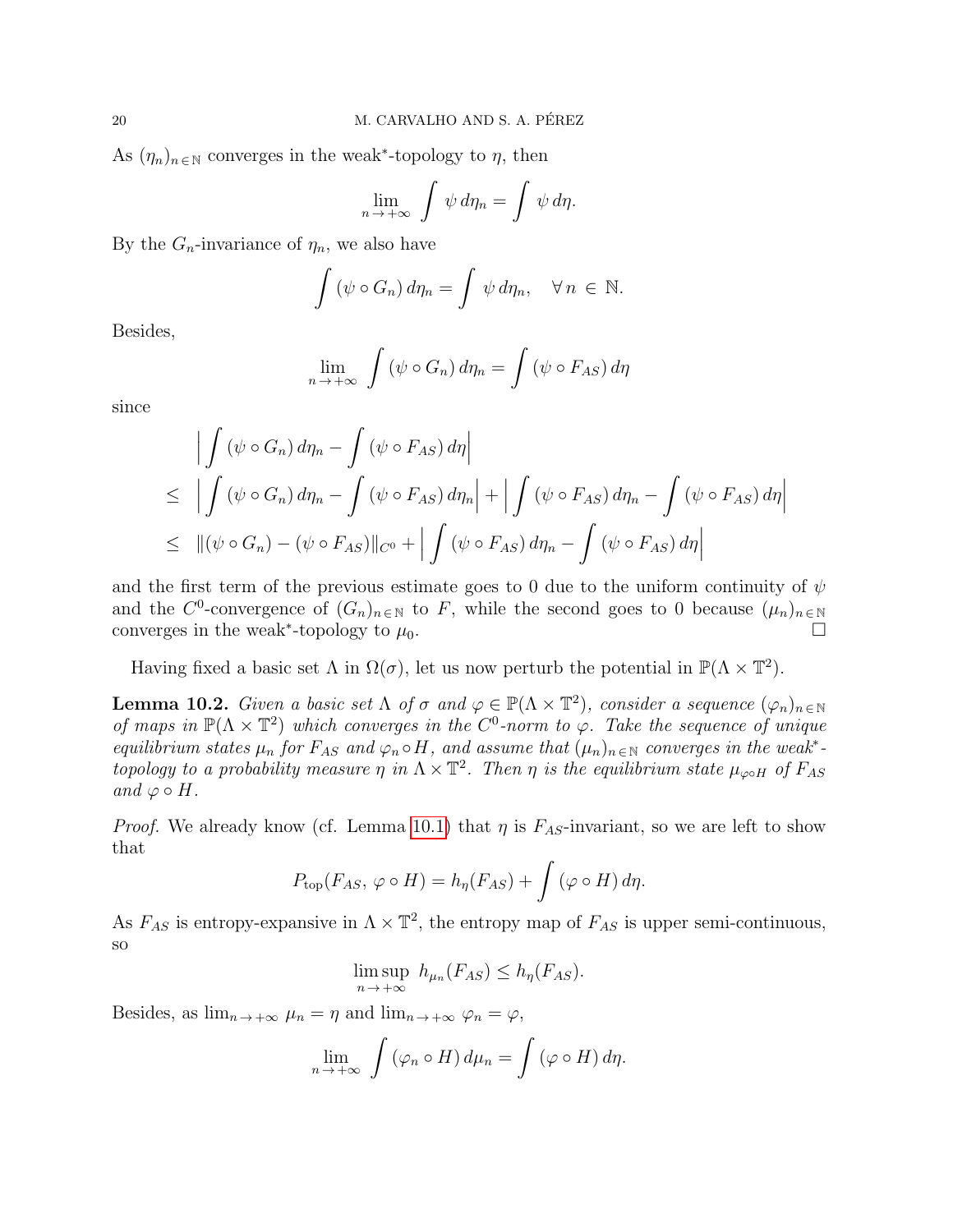As $(\eta_n)_{n \in \mathbb{N}}$ converges in the weak*-topology to $\eta$, then

$$\lim_{n \to +\infty} \int \psi \, d\eta_n = \int \psi \, d\eta.$$

By the $G_n$-invariance of $\eta_n$, we also have

$$\int (\psi \circ G_n) \, d\eta_n = \int \psi \, d\eta_n, \quad \forall \, n \in \mathbb{N}.$$

Besides,

$$\lim_{n \to +\infty} \int (\psi \circ G_n) \, d\eta_n = \int (\psi \circ F_{AS}) \, d\eta$$

since

$$\begin{aligned}
& \Big| \int (\psi \circ G_n) \, d\eta_n - \int (\psi \circ F_{AS}) \, d\eta \Big| \\
\leq \; & \Big| \int (\psi \circ G_n) \, d\eta_n - \int (\psi \circ F_{AS}) \, d\eta_n \Big| + \Big| \int (\psi \circ F_{AS}) \, d\eta_n - \int (\psi \circ F_{AS}) \, d\eta \Big| \\
\leq \; & \|(\psi \circ G_n) - (\psi \circ F_{AS})\|_{C^0} + \Big| \int (\psi \circ F_{AS}) \, d\eta_n - \int (\psi \circ F_{AS}) \, d\eta \Big|
\end{aligned}$$

and the first term of the previous estimate goes to 0 due to the uniform continuity of $\psi$ and the $C^0$-convergence of $(G_n)_{n \in \mathbb{N}}$ to $F$, while the second goes to 0 because $(\mu_n)_{n \in \mathbb{N}}$ converges in the weak*-topology to $\mu_0$. $\square$

Having fixed a basic set $\Lambda$ in $\Omega(\sigma)$, let us now perturb the potential in $\mathbb{P}(\Lambda \times \mathbb{T}^2)$.

**Lemma 10.2.** *Given a basic set $\Lambda$ of $\sigma$ and $\varphi \in \mathbb{P}(\Lambda \times \mathbb{T}^2)$, consider a sequence $(\varphi_n)_{n \in \mathbb{N}}$ of maps in $\mathbb{P}(\Lambda \times \mathbb{T}^2)$ which converges in the $C^0$-norm to $\varphi$. Take the sequence of unique equilibrium states $\mu_n$ for $F_{AS}$ and $\varphi_n \circ H$, and assume that $(\mu_n)_{n \in \mathbb{N}}$ converges in the weak*-topology to a probability measure $\eta$ in $\Lambda \times \mathbb{T}^2$. Then $\eta$ is the equilibrium state $\mu_{\varphi \circ H}$ of $F_{AS}$ and $\varphi \circ H$.*

*Proof.* We already know (cf. Lemma 10.1) that $\eta$ is $F_{AS}$-invariant, so we are left to show that

$$P_{\text{top}}(F_{AS}, \, \varphi \circ H) = h_\eta(F_{AS}) + \int (\varphi \circ H) \, d\eta.$$

As $F_{AS}$ is entropy-expansive in $\Lambda \times \mathbb{T}^2$, the entropy map of $F_{AS}$ is upper semi-continuous, so

$$\limsup_{n \to +\infty} \; h_{\mu_n}(F_{AS}) \leq h_\eta(F_{AS}).$$

Besides, as $\lim_{n \to +\infty} \mu_n = \eta$ and $\lim_{n \to +\infty} \varphi_n = \varphi$,

$$\lim_{n \to +\infty} \int (\varphi_n \circ H) \, d\mu_n = \int (\varphi \circ H) \, d\eta.$$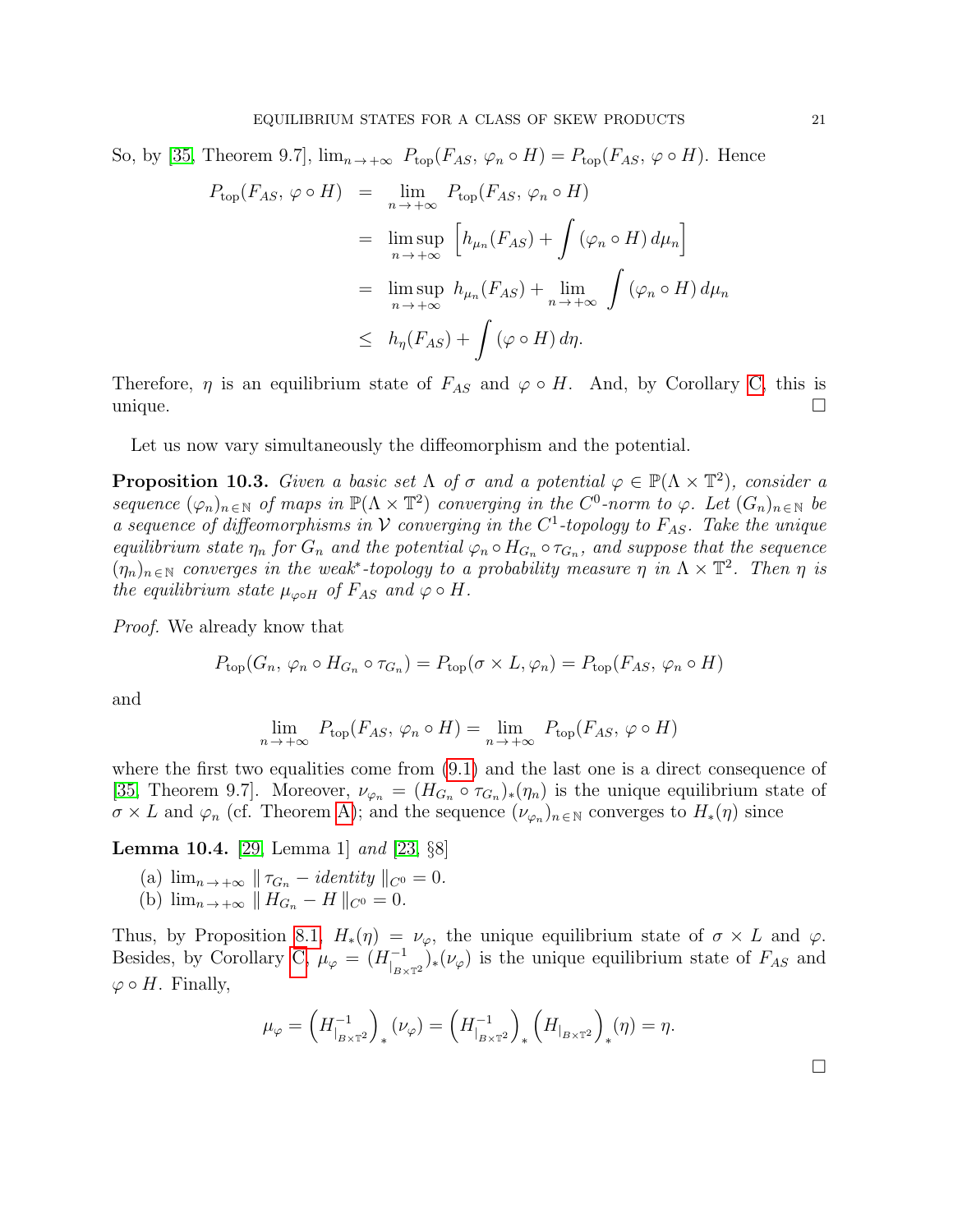So, by [35, Theorem 9.7], $\lim_{n\to+\infty} P_{\rm top}(F_{AS},\, \varphi_n\circ H) = P_{\rm top}(F_{AS},\, \varphi\circ H)$. Hence

$$
\begin{aligned}
P_{\rm top}(F_{AS},\, \varphi\circ H) &= \lim_{n\to+\infty} P_{\rm top}(F_{AS},\, \varphi_n\circ H)\\
&= \limsup_{n\to+\infty} \left[h_{\mu_n}(F_{AS}) + \int (\varphi_n\circ H)\, d\mu_n\right]\\
&= \limsup_{n\to+\infty} h_{\mu_n}(F_{AS}) + \lim_{n\to+\infty} \int (\varphi_n\circ H)\, d\mu_n\\
&\leq h_{\eta}(F_{AS}) + \int (\varphi\circ H)\, d\eta.
\end{aligned}
$$

Therefore, $\eta$ is an equilibrium state of $F_{AS}$ and $\varphi\circ H$. And, by Corollary C, this is unique. $\square$

Let us now vary simultaneously the diffeomorphism and the potential.

**Proposition 10.3.** *Given a basic set $\Lambda$ of $\sigma$ and a potential $\varphi\in\mathbb{P}(\Lambda\times\mathbb{T}^2)$, consider a sequence $(\varphi_n)_{n\in\mathbb{N}}$ of maps in $\mathbb{P}(\Lambda\times\mathbb{T}^2)$ converging in the $C^0$-norm to $\varphi$. Let $(G_n)_{n\in\mathbb{N}}$ be a sequence of diffeomorphisms in $\mathcal{V}$ converging in the $C^1$-topology to $F_{AS}$. Take the unique equilibrium state $\eta_n$ for $G_n$ and the potential $\varphi_n\circ H_{G_n}\circ\tau_{G_n}$, and suppose that the sequence $(\eta_n)_{n\in\mathbb{N}}$ converges in the weak$^*$-topology to a probability measure $\eta$ in $\Lambda\times\mathbb{T}^2$. Then $\eta$ is the equilibrium state $\mu_{\varphi\circ H}$ of $F_{AS}$ and $\varphi\circ H$.*

*Proof.* We already know that

$$P_{\rm top}(G_n,\, \varphi_n\circ H_{G_n}\circ\tau_{G_n}) = P_{\rm top}(\sigma\times L, \varphi_n) = P_{\rm top}(F_{AS},\, \varphi_n\circ H)$$

and

$$\lim_{n\to+\infty} P_{\rm top}(F_{AS},\, \varphi_n\circ H) = \lim_{n\to+\infty} P_{\rm top}(F_{AS},\, \varphi\circ H)$$

where the first two equalities come from (9.1) and the last one is a direct consequence of [35, Theorem 9.7]. Moreover, $\nu_{\varphi_n} = (H_{G_n}\circ\tau_{G_n})_*(\eta_n)$ is the unique equilibrium state of $\sigma\times L$ and $\varphi_n$ (cf. Theorem A); and the sequence $(\nu_{\varphi_n})_{n\in\mathbb{N}}$ converges to $H_*(\eta)$ since

**Lemma 10.4.** [29, Lemma 1] *and* [23, §8]

(a) $\lim_{n\to+\infty} \|\,\tau_{G_n} - \textit{identity}\,\|_{C^0} = 0.$
(b) $\lim_{n\to+\infty} \|\,H_{G_n} - H\,\|_{C^0} = 0.$

Thus, by Proposition 8.1, $H_*(\eta) = \nu_\varphi$, the unique equilibrium state of $\sigma\times L$ and $\varphi$. Besides, by Corollary C, $\mu_\varphi = (H^{-1}_{|_{B\times\mathbb{T}^2}})_*(\nu_\varphi)$ is the unique equilibrium state of $F_{AS}$ and $\varphi\circ H$. Finally,

$$\mu_\varphi = \left(H^{-1}_{|_{B\times\mathbb{T}^2}}\right)_*(\nu_\varphi) = \left(H^{-1}_{|_{B\times\mathbb{T}^2}}\right)_*\left(H_{|_{B\times\mathbb{T}^2}}\right)_*(\eta) = \eta.$$

$\square$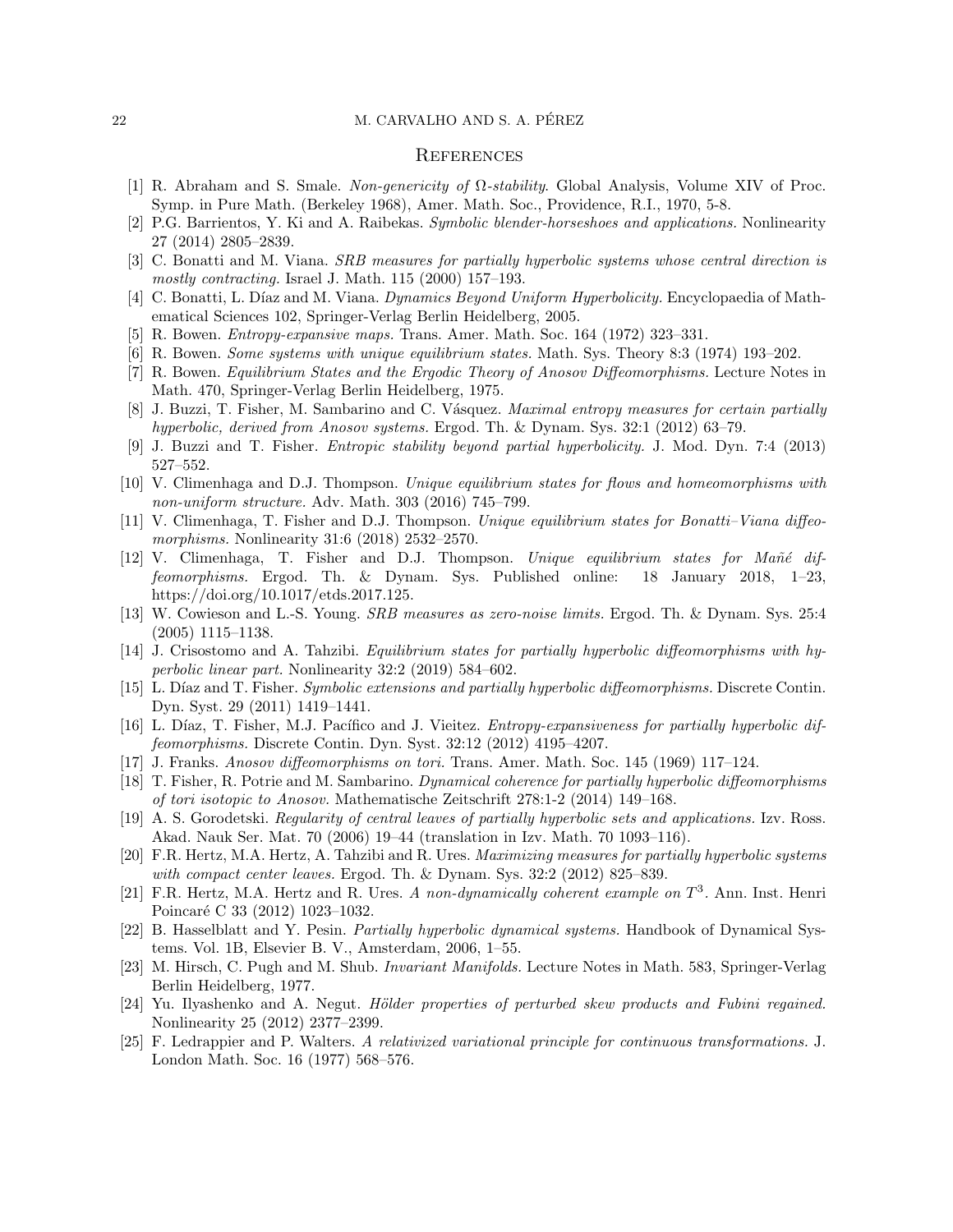## References

[1] R. Abraham and S. Smale. *Non-genericity of $\Omega$-stability.* Global Analysis, Volume XIV of Proc. Symp. in Pure Math. (Berkeley 1968), Amer. Math. Soc., Providence, R.I., 1970, 5-8.

[2] P.G. Barrientos, Y. Ki and A. Raibekas. *Symbolic blender-horseshoes and applications.* Nonlinearity 27 (2014) 2805–2839.

[3] C. Bonatti and M. Viana. *SRB measures for partially hyperbolic systems whose central direction is mostly contracting.* Israel J. Math. 115 (2000) 157–193.

[4] C. Bonatti, L. Díaz and M. Viana. *Dynamics Beyond Uniform Hyperbolicity.* Encyclopaedia of Mathematical Sciences 102, Springer-Verlag Berlin Heidelberg, 2005.

[5] R. Bowen. *Entropy-expansive maps.* Trans. Amer. Math. Soc. 164 (1972) 323–331.

[6] R. Bowen. *Some systems with unique equilibrium states.* Math. Sys. Theory 8:3 (1974) 193–202.

[7] R. Bowen. *Equilibrium States and the Ergodic Theory of Anosov Diffeomorphisms.* Lecture Notes in Math. 470, Springer-Verlag Berlin Heidelberg, 1975.

[8] J. Buzzi, T. Fisher, M. Sambarino and C. Vásquez. *Maximal entropy measures for certain partially hyperbolic, derived from Anosov systems.* Ergod. Th. & Dynam. Sys. 32:1 (2012) 63–79.

[9] J. Buzzi and T. Fisher. *Entropic stability beyond partial hyperbolicity.* J. Mod. Dyn. 7:4 (2013) 527–552.

[10] V. Climenhaga and D.J. Thompson. *Unique equilibrium states for flows and homeomorphisms with non-uniform structure.* Adv. Math. 303 (2016) 745–799.

[11] V. Climenhaga, T. Fisher and D.J. Thompson. *Unique equilibrium states for Bonatti–Viana diffeomorphisms.* Nonlinearity 31:6 (2018) 2532–2570.

[12] V. Climenhaga, T. Fisher and D.J. Thompson. *Unique equilibrium states for Mañé diffeomorphisms.* Ergod. Th. & Dynam. Sys. Published online: 18 January 2018, 1–23, https://doi.org/10.1017/etds.2017.125.

[13] W. Cowieson and L.-S. Young. *SRB measures as zero-noise limits.* Ergod. Th. & Dynam. Sys. 25:4 (2005) 1115–1138.

[14] J. Crisostomo and A. Tahzibi. *Equilibrium states for partially hyperbolic diffeomorphisms with hyperbolic linear part.* Nonlinearity 32:2 (2019) 584–602.

[15] L. Díaz and T. Fisher. *Symbolic extensions and partially hyperbolic diffeomorphisms.* Discrete Contin. Dyn. Syst. 29 (2011) 1419–1441.

[16] L. Díaz, T. Fisher, M.J. Pacífico and J. Vieitez. *Entropy-expansiveness for partially hyperbolic diffeomorphisms.* Discrete Contin. Dyn. Syst. 32:12 (2012) 4195–4207.

[17] J. Franks. *Anosov diffeomorphisms on tori.* Trans. Amer. Math. Soc. 145 (1969) 117–124.

[18] T. Fisher, R. Potrie and M. Sambarino. *Dynamical coherence for partially hyperbolic diffeomorphisms of tori isotopic to Anosov.* Mathematische Zeitschrift 278:1-2 (2014) 149–168.

[19] A. S. Gorodetski. *Regularity of central leaves of partially hyperbolic sets and applications.* Izv. Ross. Akad. Nauk Ser. Mat. 70 (2006) 19–44 (translation in Izv. Math. 70 1093–116).

[20] F.R. Hertz, M.A. Hertz, A. Tahzibi and R. Ures. *Maximizing measures for partially hyperbolic systems with compact center leaves.* Ergod. Th. & Dynam. Sys. 32:2 (2012) 825–839.

[21] F.R. Hertz, M.A. Hertz and R. Ures. *A non-dynamically coherent example on $T^3$.* Ann. Inst. Henri Poincaré C 33 (2012) 1023–1032.

[22] B. Hasselblatt and Y. Pesin. *Partially hyperbolic dynamical systems.* Handbook of Dynamical Systems. Vol. 1B, Elsevier B. V., Amsterdam, 2006, 1–55.

[23] M. Hirsch, C. Pugh and M. Shub. *Invariant Manifolds.* Lecture Notes in Math. 583, Springer-Verlag Berlin Heidelberg, 1977.

[24] Yu. Ilyashenko and A. Negut. *Hölder properties of perturbed skew products and Fubini regained.* Nonlinearity 25 (2012) 2377–2399.

[25] F. Ledrappier and P. Walters. *A relativized variational principle for continuous transformations.* J. London Math. Soc. 16 (1977) 568–576.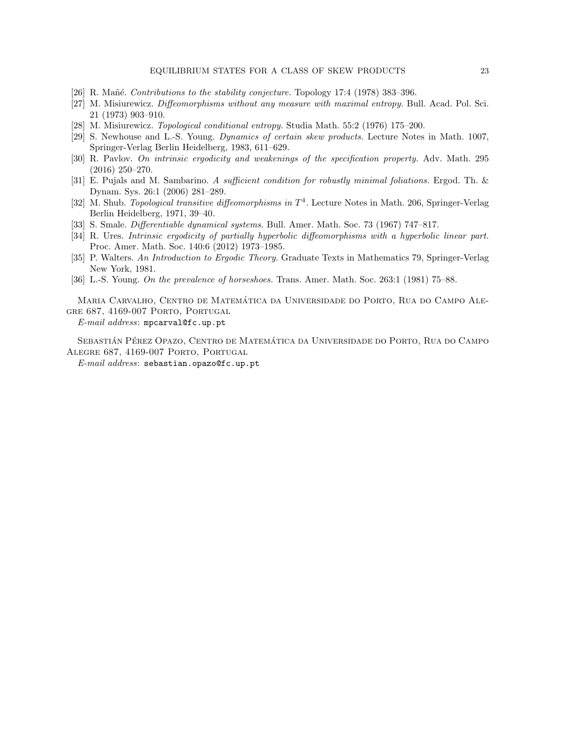- [26] R. Mañé. *Contributions to the stability conjecture.* Topology 17:4 (1978) 383–396.
- [27] M. Misiurewicz. *Diffeomorphisms without any measure with maximal entropy.* Bull. Acad. Pol. Sci. 21 (1973) 903–910.
- [28] M. Misiurewicz. *Topological conditional entropy.* Studia Math. 55:2 (1976) 175–200.
- [29] S. Newhouse and L.-S. Young. *Dynamics of certain skew products.* Lecture Notes in Math. 1007, Springer-Verlag Berlin Heidelberg, 1983, 611–629.
- [30] R. Pavlov. *On intrinsic ergodicity and weakenings of the specification property.* Adv. Math. 295 (2016) 250–270.
- [31] E. Pujals and M. Sambarino. *A sufficient condition for robustly minimal foliations.* Ergod. Th. & Dynam. Sys. 26:1 (2006) 281–289.
- [32] M. Shub. *Topological transitive diffeomorphisms in $T^4$.* Lecture Notes in Math. 206, Springer-Verlag Berlin Heidelberg, 1971, 39–40.
- [33] S. Smale. *Differentiable dynamical systems.* Bull. Amer. Math. Soc. 73 (1967) 747–817.
- [34] R. Ures. *Intrinsic ergodicity of partially hyperbolic diffeomorphisms with a hyperbolic linear part.* Proc. Amer. Math. Soc. 140:6 (2012) 1973–1985.
- [35] P. Walters. *An Introduction to Ergodic Theory.* Graduate Texts in Mathematics 79, Springer-Verlag New York, 1981.
- [36] L.-S. Young. *On the prevalence of horseshoes.* Trans. Amer. Math. Soc. 263:1 (1981) 75–88.

Maria Carvalho, Centro de Matemática da Universidade do Porto, Rua do Campo Alegre 687, 4169-007 Porto, Portugal

*E-mail address*: mpcarval@fc.up.pt

Sebastián Pérez Opazo, Centro de Matemática da Universidade do Porto, Rua do Campo Alegre 687, 4169-007 Porto, Portugal

*E-mail address*: sebastian.opazo@fc.up.pt